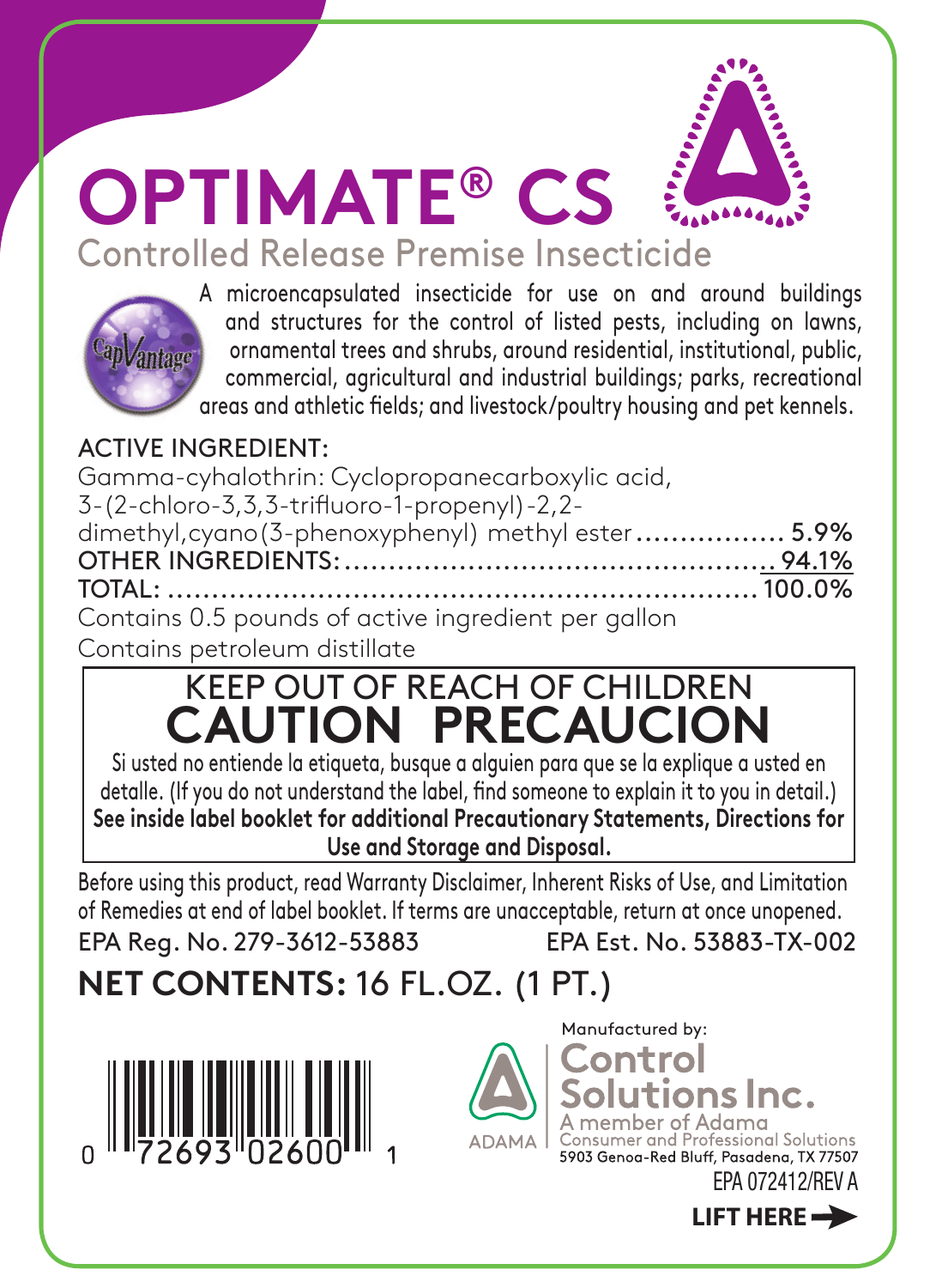# OPTIMATE® CS

## Controlled Release Premise Insecticide

CapVantage

A microencapsulated insecticide for use on and around buildings and structures for the control of listed pests, including on lawns, ornamental trees and shrubs, around residential, institutional, public, commercial, agricultural and industrial buildings; parks, recreational areas and athletic fields; and livestock/poultry housing and pet kennels.

ACTIVE INGREDIENT:

| | |
|---|---|
| Gamma-cyhalothrin: Cyclopropanecarboxylic acid, 3-(2-chloro-3,3,3-trifluoro-1-propenyl)-2,2-dimethyl,cyano(3-phenoxyphenyl) methyl ester | 5.9% |
| OTHER INGREDIENTS: | 94.1% |
| TOTAL: | 100.0% |

Contains 0.5 pounds of active ingredient per gallon

Contains petroleum distillate

## KEEP OUT OF REACH OF CHILDREN
## CAUTION PRECAUCION

Si usted no entiende la etiqueta, busque a alguien para que se la explique a usted en detalle. (If you do not understand the label, find someone to explain it to you in detail.)

**See inside label booklet for additional Precautionary Statements, Directions for Use and Storage and Disposal.**

Before using this product, read Warranty Disclaimer, Inherent Risks of Use, and Limitation of Remedies at end of label booklet. If terms are unacceptable, return at once unopened.

EPA Reg. No. 279-3612-53883 EPA Est. No. 53883-TX-002

**NET CONTENTS:** 16 FL.OZ. (1 PT.)

0 72693 02600 1

Manufactured by:

ADAMA

Control Solutions Inc.
A member of Adama
Consumer and Professional Solutions
5903 Genoa-Red Bluff, Pasadena, TX 77507

EPA 072412/REV A

**LIFT HERE**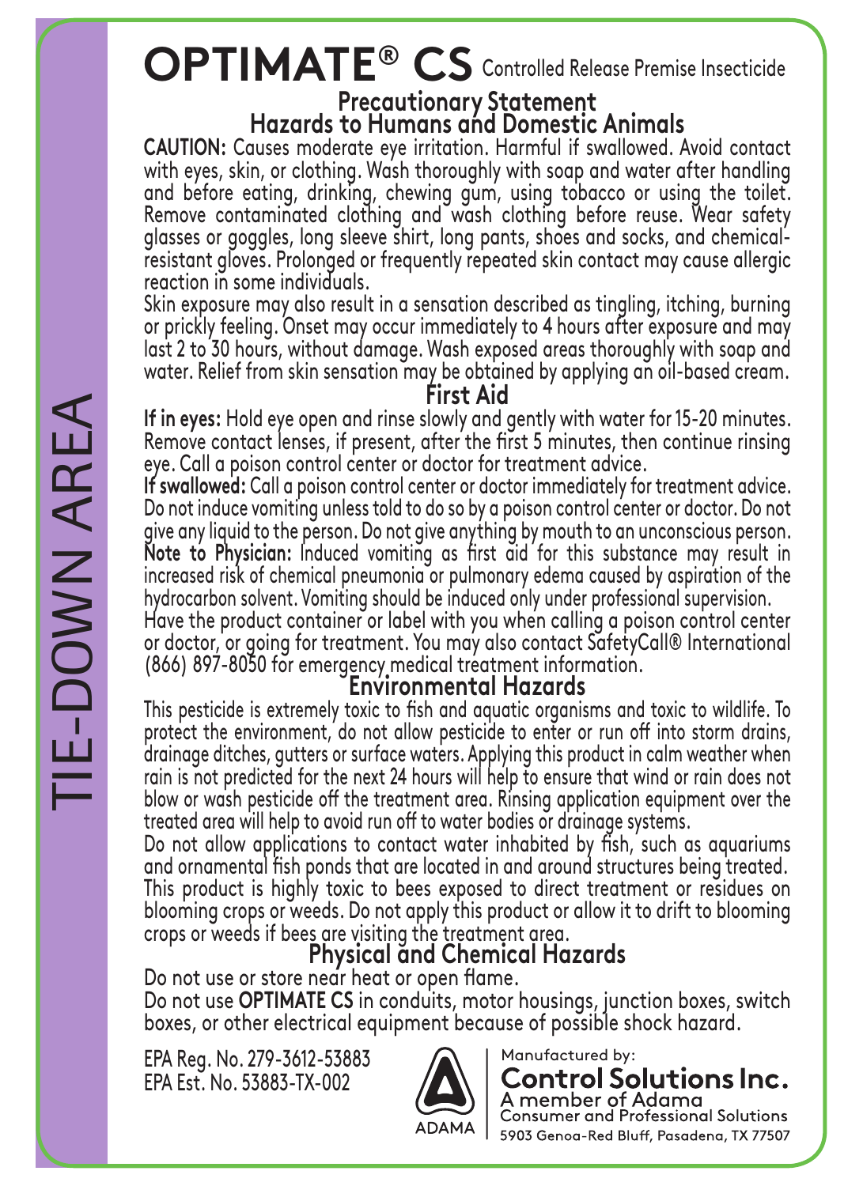# OPTIMATE® CS Controlled Release Premise Insecticide

TIE-DOWN AREA

## Precautionary Statement

## Hazards to Humans and Domestic Animals

**CAUTION:** Causes moderate eye irritation. Harmful if swallowed. Avoid contact with eyes, skin, or clothing. Wash thoroughly with soap and water after handling and before eating, drinking, chewing gum, using tobacco or using the toilet. Remove contaminated clothing and wash clothing before reuse. Wear safety glasses or goggles, long sleeve shirt, long pants, shoes and socks, and chemical-resistant gloves. Prolonged or frequently repeated skin contact may cause allergic reaction in some individuals.

Skin exposure may also result in a sensation described as tingling, itching, burning or prickly feeling. Onset may occur immediately to 4 hours after exposure and may last 2 to 30 hours, without damage. Wash exposed areas thoroughly with soap and water. Relief from skin sensation may be obtained by applying an oil-based cream.

## First Aid

**If in eyes:** Hold eye open and rinse slowly and gently with water for 15-20 minutes. Remove contact lenses, if present, after the first 5 minutes, then continue rinsing eye. Call a poison control center or doctor for treatment advice.

**If swallowed:** Call a poison control center or doctor immediately for treatment advice. Do not induce vomiting unless told to do so by a poison control center or doctor. Do not give any liquid to the person. Do not give anything by mouth to an unconscious person.

**Note to Physician:** Induced vomiting as first aid for this substance may result in increased risk of chemical pneumonia or pulmonary edema caused by aspiration of the hydrocarbon solvent. Vomiting should be induced only under professional supervision.

Have the product container or label with you when calling a poison control center or doctor, or going for treatment. You may also contact SafetyCall® International (866) 897-8050 for emergency medical treatment information.

## Environmental Hazards

This pesticide is extremely toxic to fish and aquatic organisms and toxic to wildlife. To protect the environment, do not allow pesticide to enter or run off into storm drains, drainage ditches, gutters or surface waters. Applying this product in calm weather when rain is not predicted for the next 24 hours will help to ensure that wind or rain does not blow or wash pesticide off the treatment area. Rinsing application equipment over the treated area will help to avoid run off to water bodies or drainage systems.

Do not allow applications to contact water inhabited by fish, such as aquariums and ornamental fish ponds that are located in and around structures being treated.

This product is highly toxic to bees exposed to direct treatment or residues on blooming crops or weeds. Do not apply this product or allow it to drift to blooming crops or weeds if bees are visiting the treatment area.

## Physical and Chemical Hazards

Do not use or store near heat or open flame.

Do not use **OPTIMATE CS** in conduits, motor housings, junction boxes, switch boxes, or other electrical equipment because of possible shock hazard.

EPA Reg. No. 279-3612-53883
EPA Est. No. 53883-TX-002

ADAMA

Manufactured by:
**Control Solutions Inc.**
A member of Adama
Consumer and Professional Solutions
5903 Genoa-Red Bluff, Pasadena, TX 77507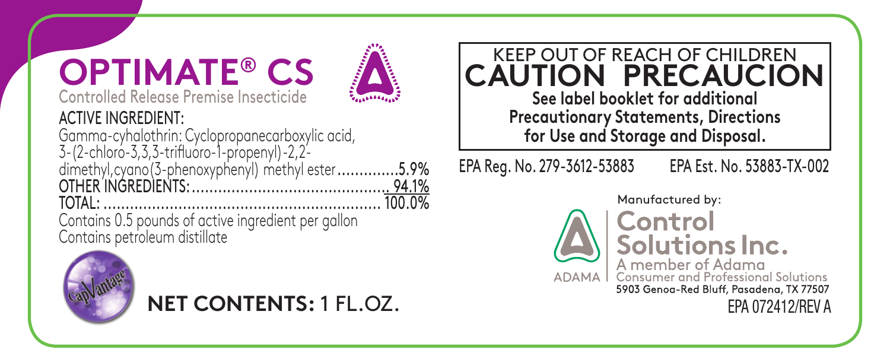# OPTIMATE® CS

Controlled Release Premise Insecticide

**ACTIVE INGREDIENT:**

| | |
|---|---|
| Gamma-cyhalothrin: Cyclopropanecarboxylic acid, 3-(2-chloro-3,3,3-trifluoro-1-propenyl)-2,2-dimethyl,cyano(3-phenoxyphenyl) methyl ester | 5.9% |
| OTHER INGREDIENTS: | 94.1% |
| TOTAL: | 100.0% |

Contains 0.5 pounds of active ingredient per gallon

Contains petroleum distillate

**NET CONTENTS:** 1 FL.OZ.

## KEEP OUT OF REACH OF CHILDREN
## CAUTION PRECAUCION

**See label booklet for additional Precautionary Statements, Directions for Use and Storage and Disposal.**

EPA Reg. No. 279-3612-53883 EPA Est. No. 53883-TX-002

Manufactured by:

**Control Solutions Inc.**

A member of Adama Consumer and Professional Solutions

5903 Genoa-Red Bluff, Pasadena, TX 77507

ADAMA

EPA 072412/REV A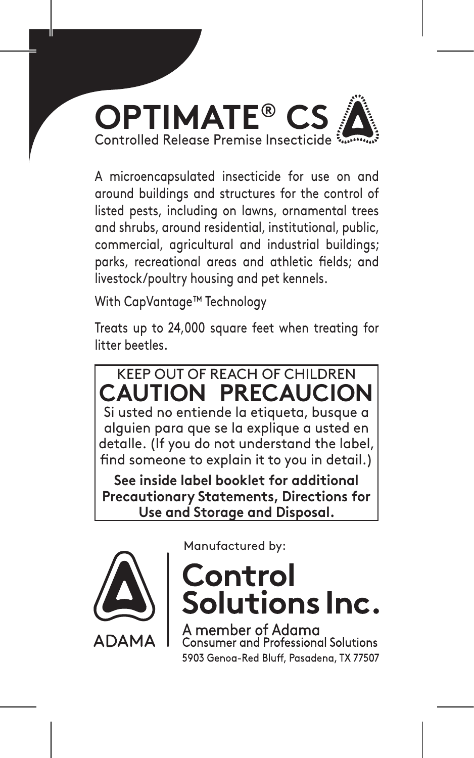# OPTIMATE® CS

Controlled Release Premise Insecticide

A microencapsulated insecticide for use on and around buildings and structures for the control of listed pests, including on lawns, ornamental trees and shrubs, around residential, institutional, public, commercial, agricultural and industrial buildings; parks, recreational areas and athletic fields; and livestock/poultry housing and pet kennels.

With CapVantage™ Technology

Treats up to 24,000 square feet when treating for litter beetles.

KEEP OUT OF REACH OF CHILDREN

## CAUTION PRECAUCION

Si usted no entiende la etiqueta, busque a alguien para que se la explique a usted en detalle. (If you do not understand the label, find someone to explain it to you in detail.)

**See inside label booklet for additional Precautionary Statements, Directions for Use and Storage and Disposal.**

ADAMA

Manufactured by:

**Control Solutions Inc.**

A member of Adama Consumer and Professional Solutions

5903 Genoa-Red Bluff, Pasadena, TX 77507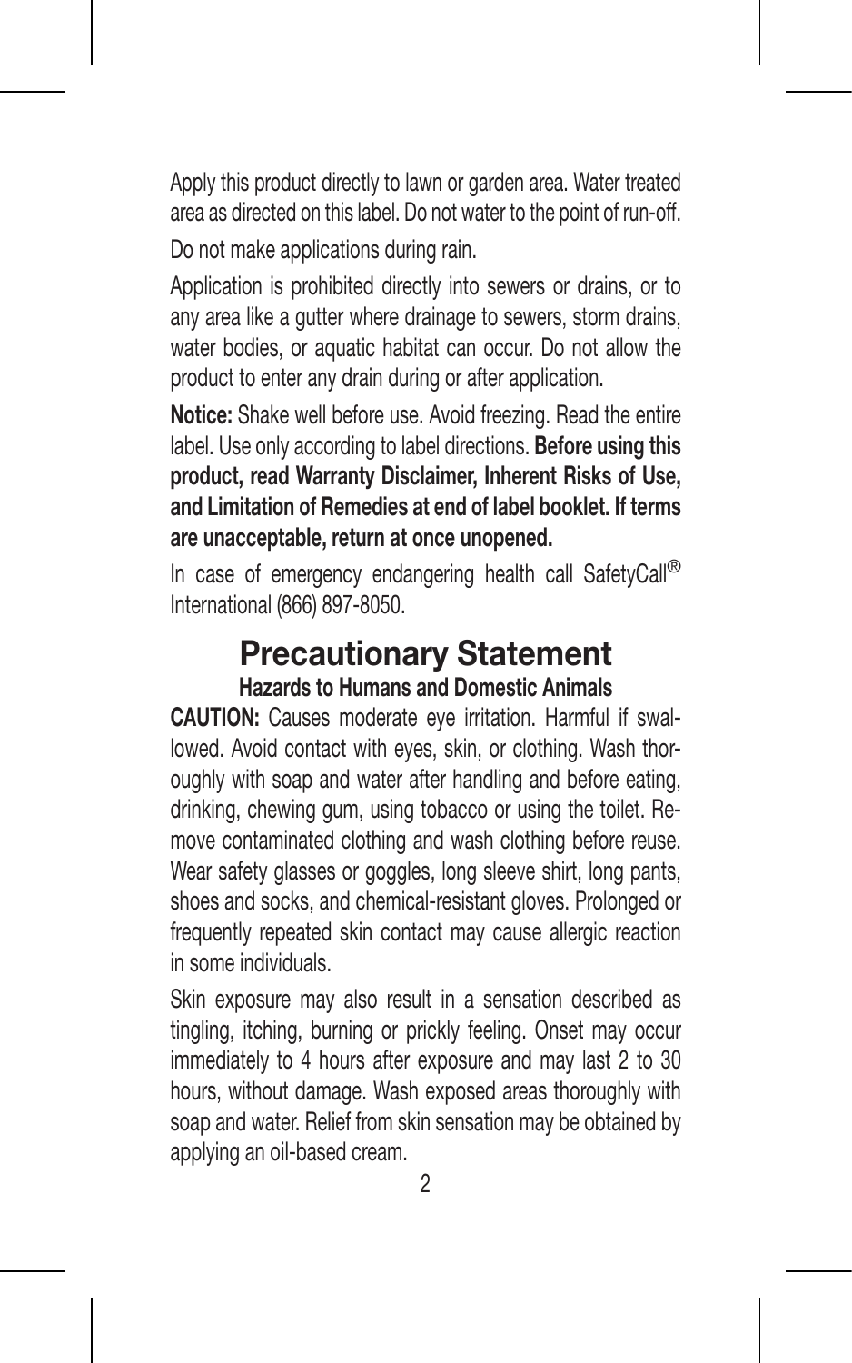Apply this product directly to lawn or garden area. Water treated area as directed on this label. Do not water to the point of run-off.

Do not make applications during rain.

Application is prohibited directly into sewers or drains, or to any area like a gutter where drainage to sewers, storm drains, water bodies, or aquatic habitat can occur. Do not allow the product to enter any drain during or after application.

**Notice:** Shake well before use. Avoid freezing. Read the entire label. Use only according to label directions. **Before using this product, read Warranty Disclaimer, Inherent Risks of Use, and Limitation of Remedies at end of label booklet. If terms are unacceptable, return at once unopened.**

In case of emergency endangering health call SafetyCall® International (866) 897-8050.

## Precautionary Statement

### Hazards to Humans and Domestic Animals

**CAUTION:** Causes moderate eye irritation. Harmful if swallowed. Avoid contact with eyes, skin, or clothing. Wash thoroughly with soap and water after handling and before eating, drinking, chewing gum, using tobacco or using the toilet. Remove contaminated clothing and wash clothing before reuse. Wear safety glasses or goggles, long sleeve shirt, long pants, shoes and socks, and chemical-resistant gloves. Prolonged or frequently repeated skin contact may cause allergic reaction in some individuals.

Skin exposure may also result in a sensation described as tingling, itching, burning or prickly feeling. Onset may occur immediately to 4 hours after exposure and may last 2 to 30 hours, without damage. Wash exposed areas thoroughly with soap and water. Relief from skin sensation may be obtained by applying an oil-based cream.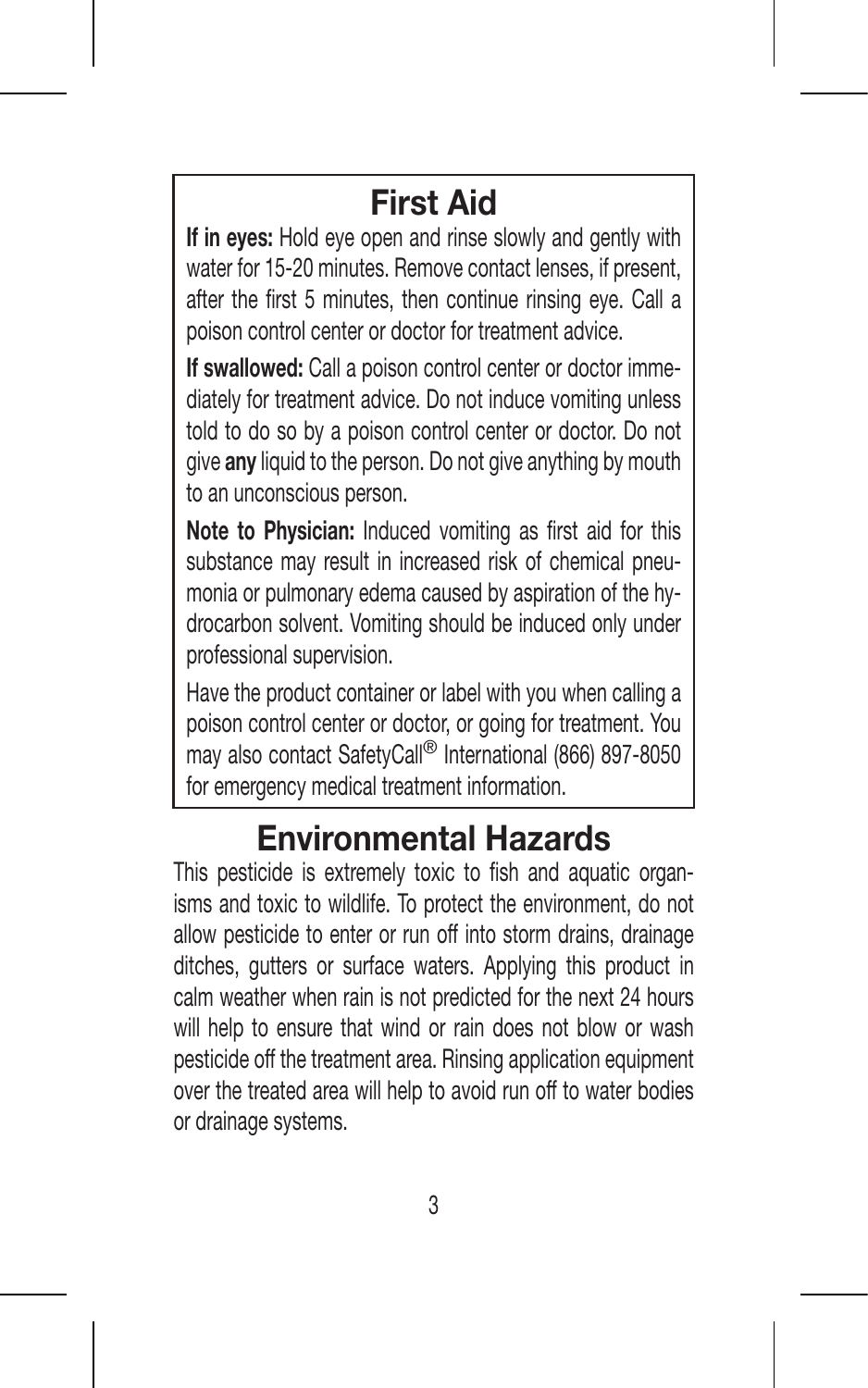## First Aid

**If in eyes:** Hold eye open and rinse slowly and gently with water for 15-20 minutes. Remove contact lenses, if present, after the first 5 minutes, then continue rinsing eye. Call a poison control center or doctor for treatment advice.

**If swallowed:** Call a poison control center or doctor immediately for treatment advice. Do not induce vomiting unless told to do so by a poison control center or doctor. Do not give **any** liquid to the person. Do not give anything by mouth to an unconscious person.

**Note to Physician:** Induced vomiting as first aid for this substance may result in increased risk of chemical pneumonia or pulmonary edema caused by aspiration of the hydrocarbon solvent. Vomiting should be induced only under professional supervision.

Have the product container or label with you when calling a poison control center or doctor, or going for treatment. You may also contact SafetyCall® International (866) 897-8050 for emergency medical treatment information.

## Environmental Hazards

This pesticide is extremely toxic to fish and aquatic organisms and toxic to wildlife. To protect the environment, do not allow pesticide to enter or run off into storm drains, drainage ditches, gutters or surface waters. Applying this product in calm weather when rain is not predicted for the next 24 hours will help to ensure that wind or rain does not blow or wash pesticide off the treatment area. Rinsing application equipment over the treated area will help to avoid run off to water bodies or drainage systems.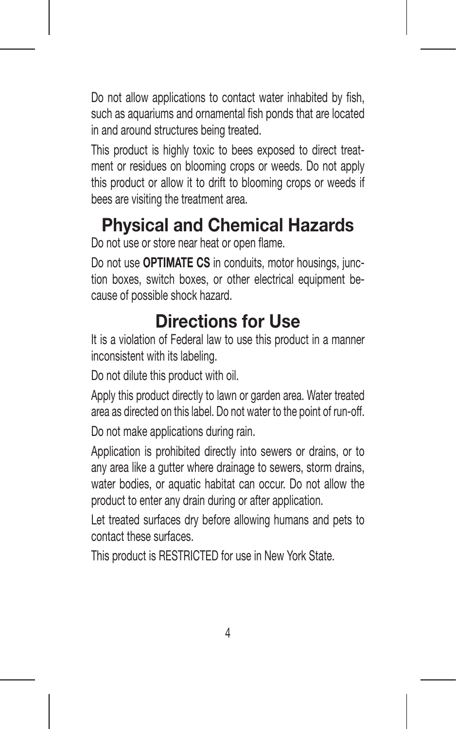Do not allow applications to contact water inhabited by fish, such as aquariums and ornamental fish ponds that are located in and around structures being treated.

This product is highly toxic to bees exposed to direct treatment or residues on blooming crops or weeds. Do not apply this product or allow it to drift to blooming crops or weeds if bees are visiting the treatment area.

## Physical and Chemical Hazards

Do not use or store near heat or open flame.

Do not use **OPTIMATE CS** in conduits, motor housings, junction boxes, switch boxes, or other electrical equipment because of possible shock hazard.

## Directions for Use

It is a violation of Federal law to use this product in a manner inconsistent with its labeling.

Do not dilute this product with oil.

Apply this product directly to lawn or garden area. Water treated area as directed on this label. Do not water to the point of run-off.

Do not make applications during rain.

Application is prohibited directly into sewers or drains, or to any area like a gutter where drainage to sewers, storm drains, water bodies, or aquatic habitat can occur. Do not allow the product to enter any drain during or after application.

Let treated surfaces dry before allowing humans and pets to contact these surfaces.

This product is RESTRICTED for use in New York State.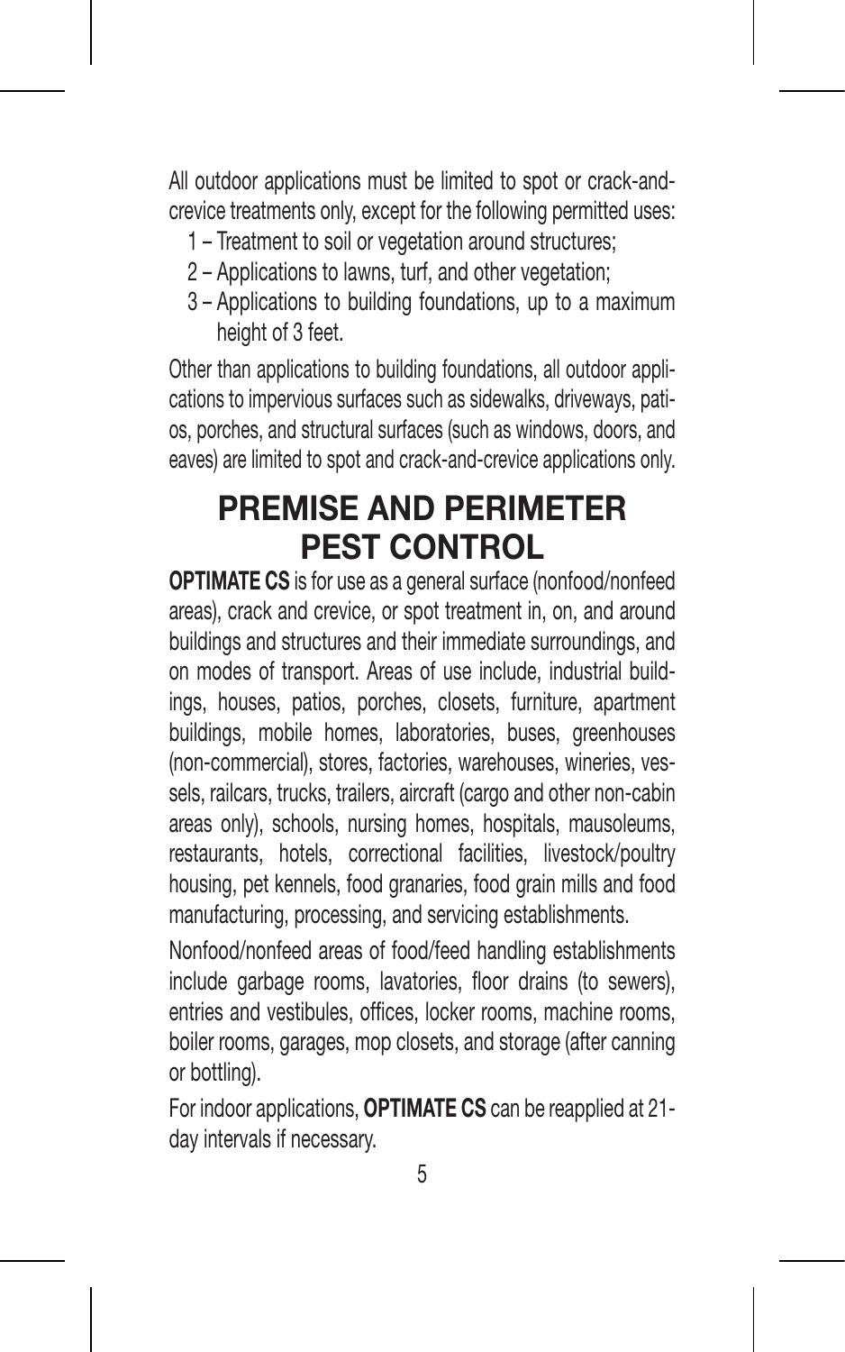All outdoor applications must be limited to spot or crack-and-crevice treatments only, except for the following permitted uses:

1 – Treatment to soil or vegetation around structures;
2 – Applications to lawns, turf, and other vegetation;
3 – Applications to building foundations, up to a maximum height of 3 feet.

Other than applications to building foundations, all outdoor applications to impervious surfaces such as sidewalks, driveways, patios, porches, and structural surfaces (such as windows, doors, and eaves) are limited to spot and crack-and-crevice applications only.

# PREMISE AND PERIMETER PEST CONTROL

**OPTIMATE CS** is for use as a general surface (nonfood/nonfeed areas), crack and crevice, or spot treatment in, on, and around buildings and structures and their immediate surroundings, and on modes of transport. Areas of use include, industrial buildings, houses, patios, porches, closets, furniture, apartment buildings, mobile homes, laboratories, buses, greenhouses (non-commercial), stores, factories, warehouses, wineries, vessels, railcars, trucks, trailers, aircraft (cargo and other non-cabin areas only), schools, nursing homes, hospitals, mausoleums, restaurants, hotels, correctional facilities, livestock/poultry housing, pet kennels, food granaries, food grain mills and food manufacturing, processing, and servicing establishments.

Nonfood/nonfeed areas of food/feed handling establishments include garbage rooms, lavatories, floor drains (to sewers), entries and vestibules, offices, locker rooms, machine rooms, boiler rooms, garages, mop closets, and storage (after canning or bottling).

For indoor applications, **OPTIMATE CS** can be reapplied at 21-day intervals if necessary.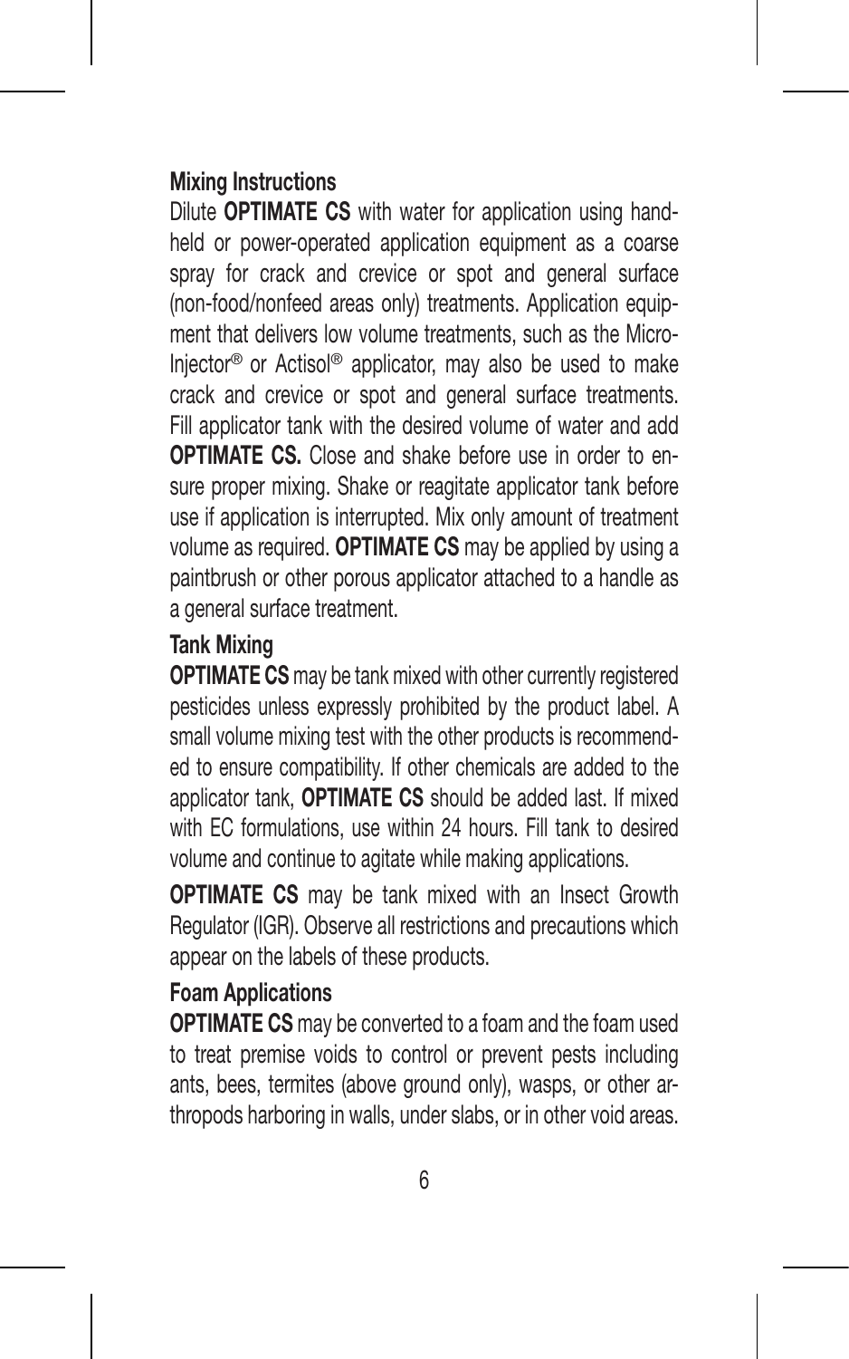### Mixing Instructions

Dilute **OPTIMATE CS** with water for application using hand-held or power-operated application equipment as a coarse spray for crack and crevice or spot and general surface (non-food/nonfeed areas only) treatments. Application equipment that delivers low volume treatments, such as the Micro-Injector® or Actisol® applicator, may also be used to make crack and crevice or spot and general surface treatments. Fill applicator tank with the desired volume of water and add **OPTIMATE CS.** Close and shake before use in order to ensure proper mixing. Shake or reagitate applicator tank before use if application is interrupted. Mix only amount of treatment volume as required. **OPTIMATE CS** may be applied by using a paintbrush or other porous applicator attached to a handle as a general surface treatment.

### Tank Mixing

**OPTIMATE CS** may be tank mixed with other currently registered pesticides unless expressly prohibited by the product label. A small volume mixing test with the other products is recommended to ensure compatibility. If other chemicals are added to the applicator tank, **OPTIMATE CS** should be added last. If mixed with EC formulations, use within 24 hours. Fill tank to desired volume and continue to agitate while making applications.

**OPTIMATE CS** may be tank mixed with an Insect Growth Regulator (IGR). Observe all restrictions and precautions which appear on the labels of these products.

### Foam Applications

**OPTIMATE CS** may be converted to a foam and the foam used to treat premise voids to control or prevent pests including ants, bees, termites (above ground only), wasps, or other arthropods harboring in walls, under slabs, or in other void areas.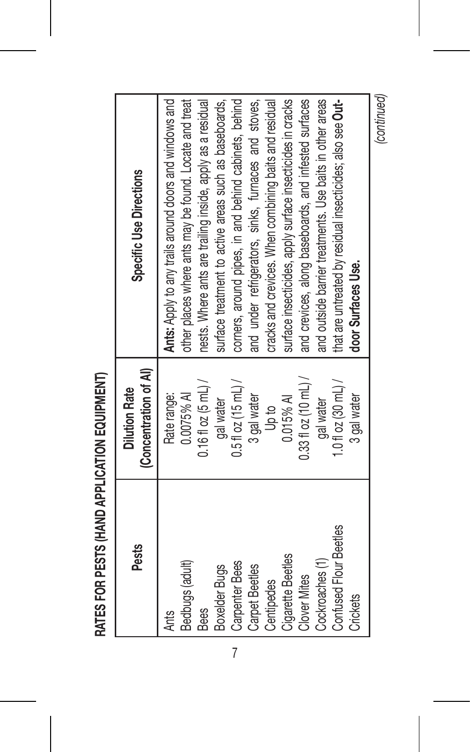## RATES FOR PESTS (HAND APPLICATION EQUIPMENT)

| Pests | Dilution Rate (Concentration of AI) | Specific Use Directions |
|---|---|---|
| Ants<br>Bedbugs (adult)<br>Bees<br>Boxelder Bugs<br>Carpenter Bees<br>Carpet Beetles<br>Centipedes<br>Cigarette Beetles<br>Clover Mites<br>Cockroaches (1)<br>Confused Flour Beetles<br>Crickets | Rate range:<br>0.0075% AI<br>0.16 fl oz (5 mL) / gal water<br>0.5 fl oz (15 mL) / 3 gal water<br>Up to<br>0.015% AI<br>0.33 fl oz (10 mL) / gal water<br>1.0 fl oz (30 mL) / 3 gal water | **Ants:** Apply to any trails around doors and windows and other places where ants may be found. Locate and treat nests. Where ants are trailing inside, apply as a residual surface treatment to active areas such as baseboards, corners, around pipes, in and behind cabinets, behind and under refrigerators, sinks, furnaces and stoves, cracks and crevices. When combining baits and residual surface insecticides, apply surface insecticides in cracks and crevices, along baseboards, and infested surfaces and outside barrier treatments. Use baits in other areas that are untreated by residual insecticides; also see **Outdoor Surfaces Use.** |

*(continued)*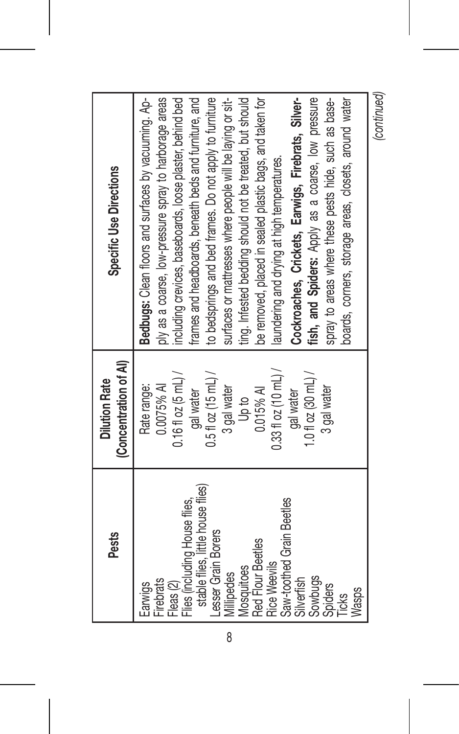| Pests | Dilution Rate (Concentration of AI) | Specific Use Directions |
|---|---|---|
| Earwigs<br>Firebrats<br>Fleas (2)<br>Flies (including House flies, stable flies, little house flies)<br>Lesser Grain Borers<br>Millipedes<br>Mosquitoes<br>Red Flour Beetles<br>Rice Weevils<br>Saw-toothed Grain Beetles<br>Silverfish<br>Sowbugs<br>Spiders<br>Ticks<br>Wasps | Rate range:<br>0.0075% AI<br>0.16 fl oz (5 mL) / gal water<br>0.5 fl oz (15 mL) / 3 gal water<br>Up to<br>0.015% AI<br>0.33 fl oz (10 mL) / gal water<br>1.0 fl oz (30 mL) / 3 gal water | **Bedbugs:** Clean floors and surfaces by vacuuming. Apply as a coarse, low-pressure spray to harborage areas including crevices, baseboards, loose plaster, behind bed frames and headboards, beneath beds and furniture, and to bedsprings and bed frames. Do not apply to furniture surfaces or mattresses where people will be laying or sitting. Infested bedding should not be treated, but should be removed, placed in sealed plastic bags, and taken for laundering and drying at high temperatures.<br>**Cockroaches, Crickets, Earwigs, Firebrats, Silverfish, and Spiders:** Apply as a coarse, low pressure spray to areas where these pests hide, such as baseboards, corners, storage areas, closets, around water |

*(continued)*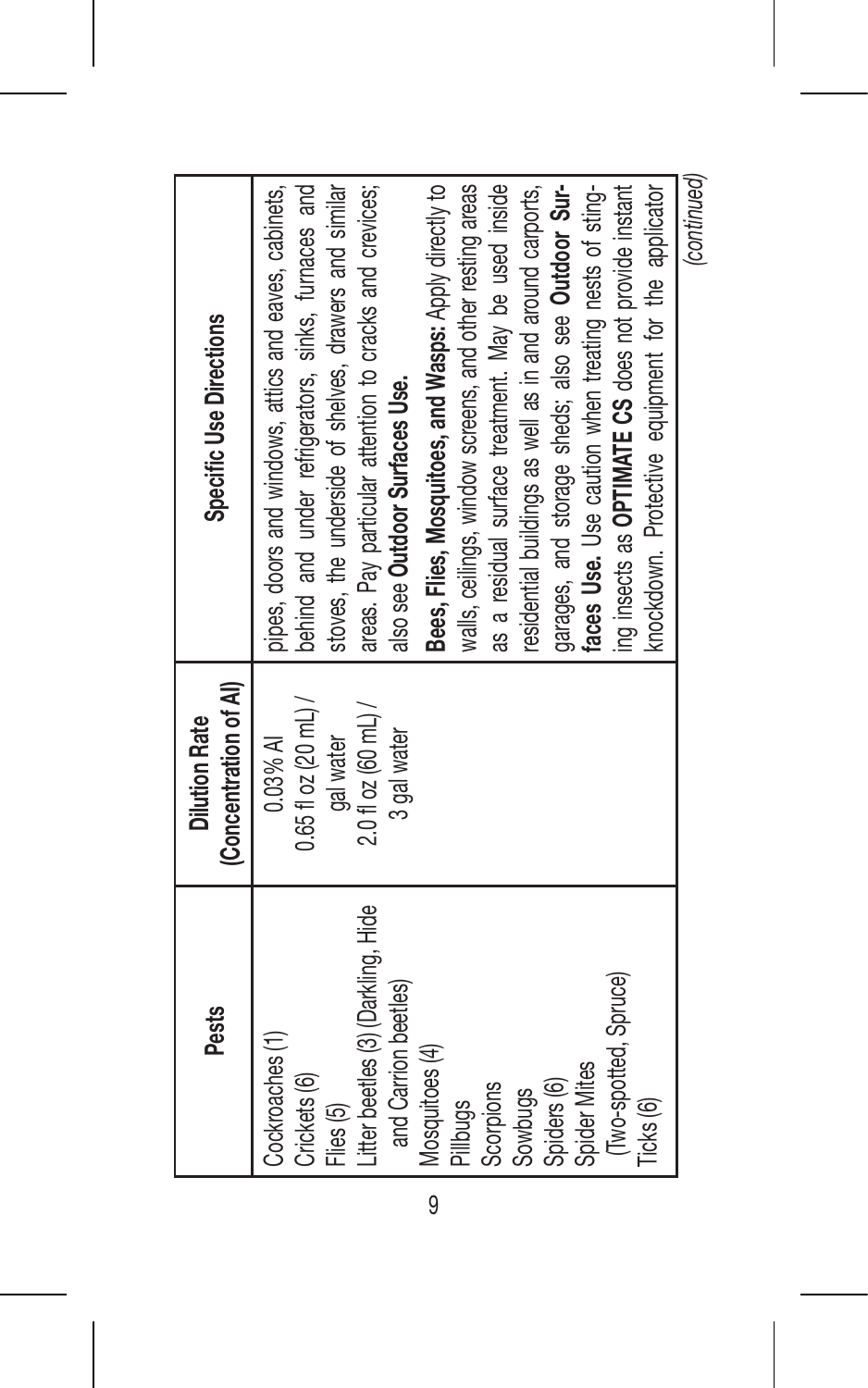| Pests | Dilution Rate (Concentration of AI) | Specific Use Directions |
|---|---|---|
| Cockroaches (1)<br>Crickets (6)<br>Flies (5)<br>Litter beetles (3) (Darkling, Hide and Carrion beetles)<br>Mosquitoes (4)<br>Pillbugs<br>Scorpions<br>Sowbugs<br>Spiders (6)<br>Spider Mites (Two-spotted, Spruce)<br>Ticks (6) | 0.03% AI<br>0.65 fl oz (20 mL) / gal water<br>2.0 fl oz (60 mL) / 3 gal water | pipes, doors and windows, attics and eaves, cabinets, behind and under refrigerators, sinks, furnaces and stoves, the underside of shelves, drawers and similar areas. Pay particular attention to cracks and crevices; also see **Outdoor Surfaces Use.**<br>**Bees, Flies, Mosquitoes, and Wasps:** Apply directly to walls, ceilings, window screens, and other resting areas as a residual surface treatment. May be used inside residential buildings as well as in and around carports, garages, and storage sheds; also see **Outdoor Surfaces Use.** Use caution when treating nests of stinging insects as **OPTIMATE CS** does not provide instant knockdown. Protective equipment for the applicator |

*(continued)*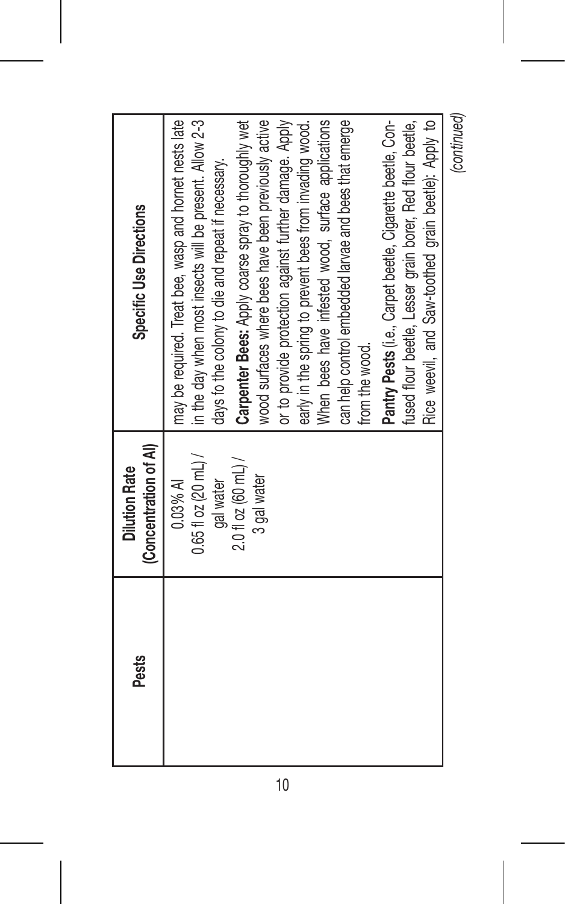| Pests | Dilution Rate (Concentration of AI) | Specific Use Directions |
|---|---|---|
| | 0.03% AI<br>0.65 fl oz (20 mL) / gal water<br>2.0 fl oz (60 mL) / 3 gal water | may be required. Treat bee, wasp and hornet nests late in the day when most insects will be present. Allow 2-3 days fo the colony to die and repeat if necessary.<br>**Carpenter Bees:** Apply coarse spray to thoroughly wet wood surfaces where bees have been previously active or to provide protection against further damage. Apply early in the spring to prevent bees from invading wood. When bees have infested wood, surface applications can help control embedded larvae and bees that emerge from the wood.<br>**Pantry Pests** (i.e., Carpet beetle, Cigarette beetle, Confused flour beetle, Lesser grain borer, Red flour beetle, Rice weevil, and Saw-toothed grain beetle): Apply to |

*(continued)*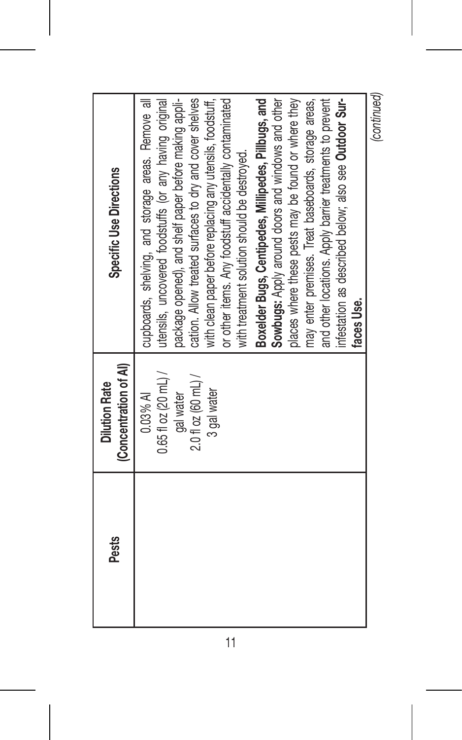| Pests | Dilution Rate (Concentration of AI) | Specific Use Directions |
|---|---|---|
| | 0.03% AI<br>0.65 fl oz (20 mL) / gal water<br>2.0 fl oz (60 mL) / 3 gal water | cupboards, shelving, and storage areas. Remove all utensils, uncovered foodstuffs (or any having original package opened), and shelf paper before making application. Allow treated surfaces to dry and cover shelves with clean paper before replacing any utensils, foodstuff, or other items. Any foodstuff accidentally contaminated with treatment solution should be destroyed.<br>**Boxelder Bugs, Centipedes, Millipedes, Pillbugs, and Sowbugs:** Apply around doors and windows and other places where these pests may be found or where they may enter premises. Treat baseboards, storage areas, and other locations. Apply barrier treatments to prevent infestation as described below; also see **Outdoor Surfaces Use.** |

*(continued)*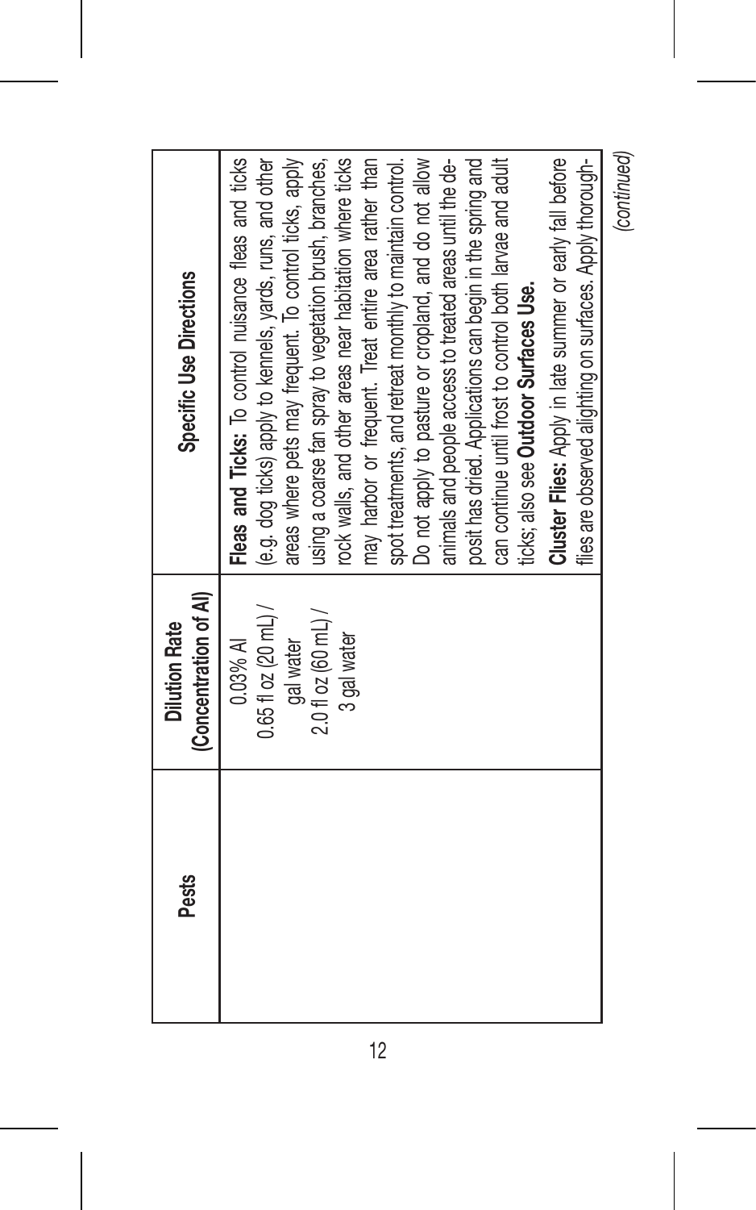| Pests | Dilution Rate (Concentration of AI) | Specific Use Directions |
|---|---|---|
| | 0.03% AI<br>0.65 fl oz (20 mL) / gal water<br>2.0 fl oz (60 mL) / 3 gal water | **Fleas and Ticks:** To control nuisance fleas and ticks (e.g. dog ticks) apply to kennels, yards, runs, and other areas where pets may frequent. To control ticks, apply using a coarse fan spray to vegetation brush, branches, rock walls, and other areas near habitation where ticks may harbor or frequent. Treat entire area rather than spot treatments, and retreat monthly to maintain control. Do not apply to pasture or cropland, and do not allow animals and people access to treated areas until the deposit has dried. Applications can begin in the spring and can continue until frost to control both larvae and adult ticks; also see **Outdoor Surfaces Use.**<br>**Cluster Flies:** Apply in late summer or early fall before flies are observed alighting on surfaces. Apply thorough- |

*(continued)*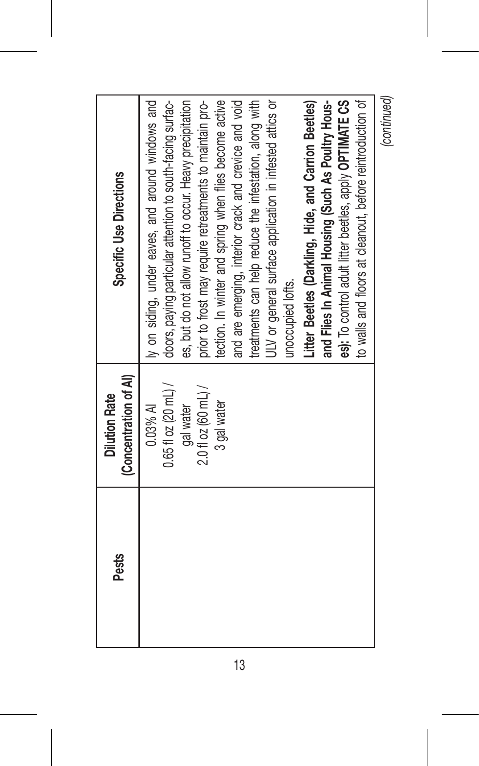| Pests | Dilution Rate (Concentration of AI) | Specific Use Directions |
|---|---|---|
| | 0.03% AI<br>0.65 fl oz (20 mL) / gal water<br>2.0 fl oz (60 mL) / 3 gal water | ly on siding, under eaves, and around windows and doors, paying particular attention to south-facing surfaces, but do not allow runoff to occur. Heavy precipitation prior to frost may require retreatments to maintain protection. In winter and spring when flies become active and are emerging, interior crack and crevice and void treatments can help reduce the infestation, along with ULV or general surface application in infested attics or unoccupied lofts.<br>**Litter Beetles (Darkling, Hide, and Carrion Beetles) and Flies In Animal Housing (Such As Poultry Houses):** To control adult litter beetles, apply **OPTIMATE CS** to walls and floors at cleanout, before reintroduction of |

*(continued)*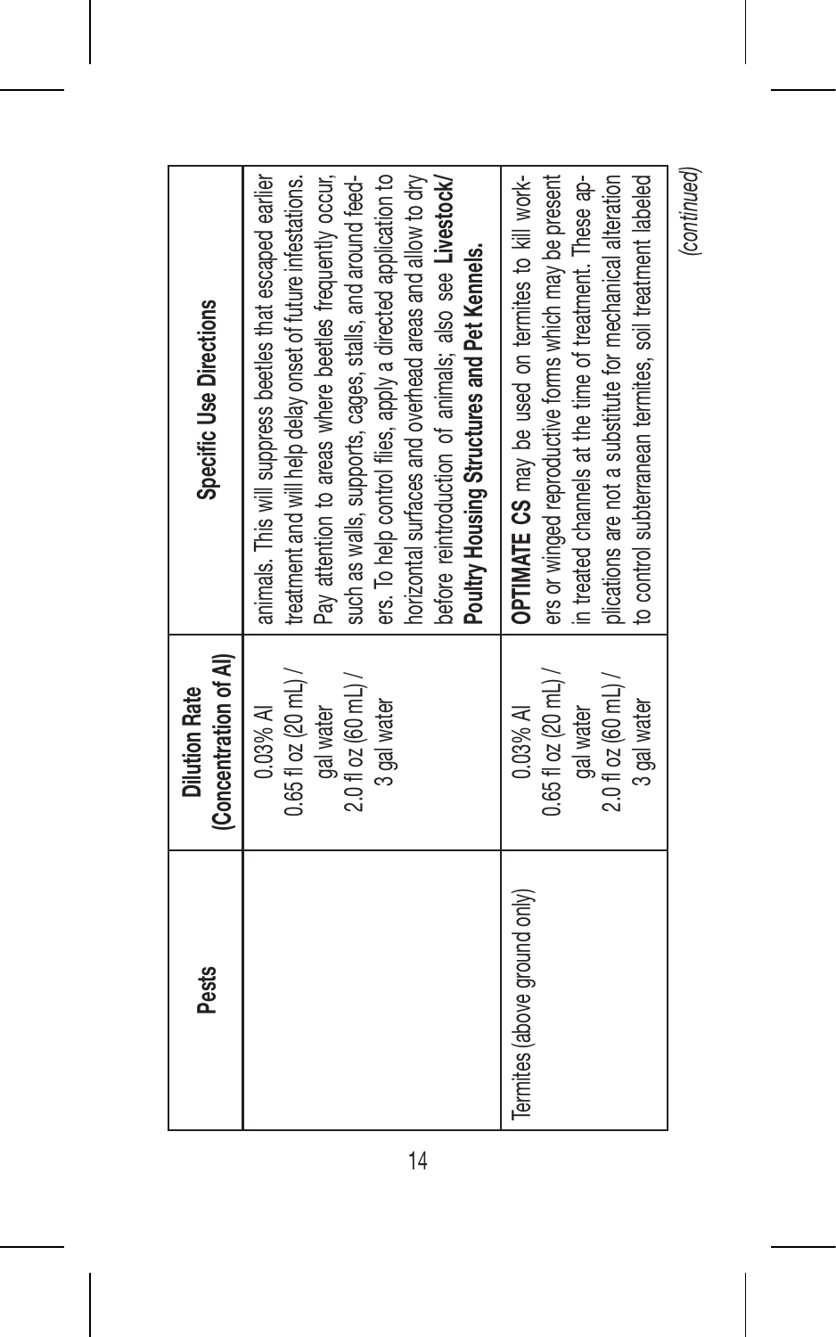| Pests | Dilution Rate (Concentration of AI) | Specific Use Directions |
|---|---|---|
| | 0.03% AI<br>0.65 fl oz (20 mL) / gal water<br>2.0 fl oz (60 mL) / 3 gal water | animals. This will suppress beetles that escaped earlier treatment and will help delay onset of future infestations. Pay attention to areas where beetles frequently occur, such as walls, supports, cages, stalls, and around feeders. To help control flies, apply a directed application to horizontal surfaces and overhead areas and allow to dry before reintroduction of animals; also see **Livestock/ Poultry Housing Structures and Pet Kennels.** |
| Termites (above ground only) | 0.03% AI<br>0.65 fl oz (20 mL) / gal water<br>2.0 fl oz (60 mL) / 3 gal water | **OPTIMATE CS** may be used on termites to kill workers or winged reproductive forms which may be present in treated channels at the time of treatment. These applications are not a substitute for mechanical alteration to control subterranean termites, soil treatment labeled |

*(continued)*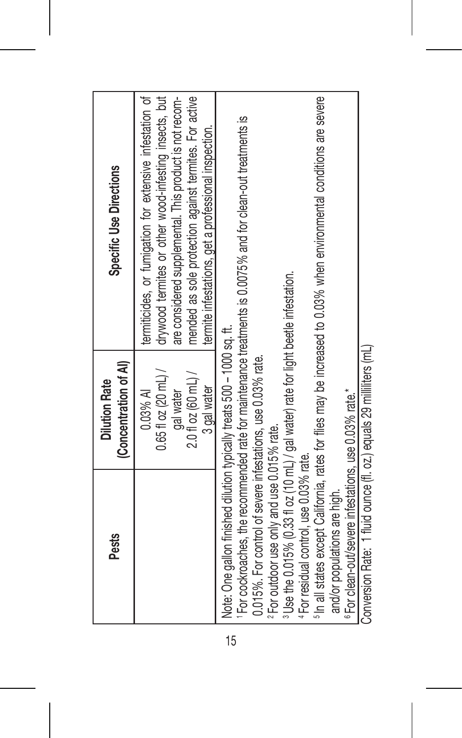| Pests | Dilution Rate (Concentration of AI) | Specific Use Directions |
|---|---|---|
| | 0.03% AI<br>0.65 fl oz (20 mL) / gal water<br>2.0 fl oz (60 mL) / 3 gal water | termiticides, or fumigation for extensive infestation of drywood termites or other wood-infesting insects, but are considered supplemental. This product is not recommended as sole protection against termites. For active termite infestations, get a professional inspection. |

Note: One gallon finished dilution typically treats 500 – 1000 sq. ft.

[1] For cockroaches, the recommended rate for maintenance treatments is 0.0075% and for clean-out treatments is 0.015%. For control of severe infestations, use 0.03% rate.

[2] For outdoor use only and use 0.015% rate.

[3] Use the 0.015% (0.33 fl oz (10 mL) / gal water) rate for light beetle infestation.

[4] For residual control, use 0.03% rate.

[5] In all states except California, rates for flies may be increased to 0.03% when environmental conditions are severe and/or populations are high.

[6] For clean-out/severe infestations, use 0.03% rate.*

Conversion Rate: 1 fluid ounce (fl. oz.) equals 29 milliliters (mL)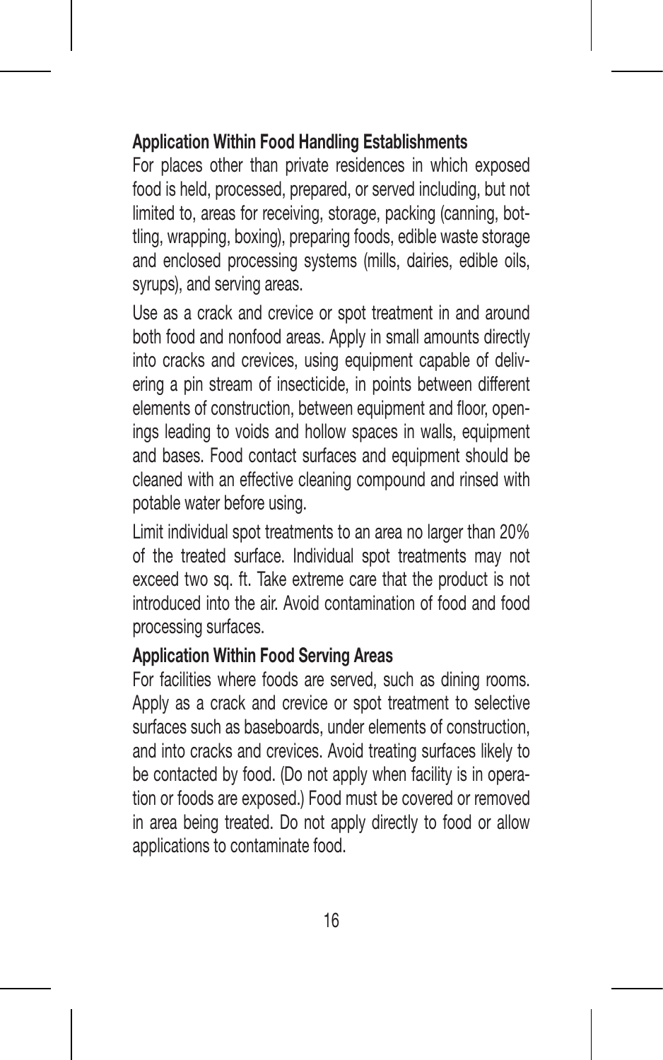### Application Within Food Handling Establishments

For places other than private residences in which exposed food is held, processed, prepared, or served including, but not limited to, areas for receiving, storage, packing (canning, bottling, wrapping, boxing), preparing foods, edible waste storage and enclosed processing systems (mills, dairies, edible oils, syrups), and serving areas.

Use as a crack and crevice or spot treatment in and around both food and nonfood areas. Apply in small amounts directly into cracks and crevices, using equipment capable of delivering a pin stream of insecticide, in points between different elements of construction, between equipment and floor, openings leading to voids and hollow spaces in walls, equipment and bases. Food contact surfaces and equipment should be cleaned with an effective cleaning compound and rinsed with potable water before using.

Limit individual spot treatments to an area no larger than 20% of the treated surface. Individual spot treatments may not exceed two sq. ft. Take extreme care that the product is not introduced into the air. Avoid contamination of food and food processing surfaces.

### Application Within Food Serving Areas

For facilities where foods are served, such as dining rooms. Apply as a crack and crevice or spot treatment to selective surfaces such as baseboards, under elements of construction, and into cracks and crevices. Avoid treating surfaces likely to be contacted by food. (Do not apply when facility is in operation or foods are exposed.) Food must be covered or removed in area being treated. Do not apply directly to food or allow applications to contaminate food.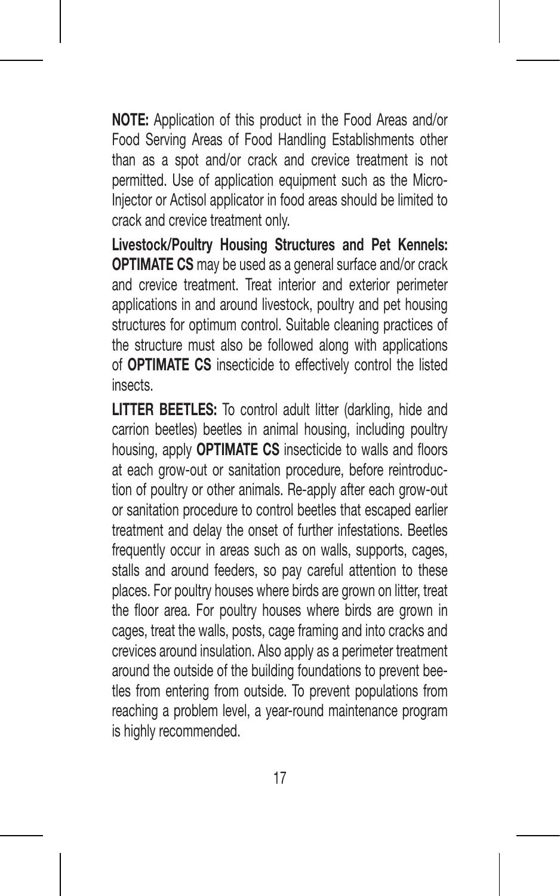**NOTE:** Application of this product in the Food Areas and/or Food Serving Areas of Food Handling Establishments other than as a spot and/or crack and crevice treatment is not permitted. Use of application equipment such as the Micro-Injector or Actisol applicator in food areas should be limited to crack and crevice treatment only.

**Livestock/Poultry Housing Structures and Pet Kennels:** **OPTIMATE CS** may be used as a general surface and/or crack and crevice treatment. Treat interior and exterior perimeter applications in and around livestock, poultry and pet housing structures for optimum control. Suitable cleaning practices of the structure must also be followed along with applications of **OPTIMATE CS** insecticide to effectively control the listed insects.

**LITTER BEETLES:** To control adult litter (darkling, hide and carrion beetles) beetles in animal housing, including poultry housing, apply **OPTIMATE CS** insecticide to walls and floors at each grow-out or sanitation procedure, before reintroduction of poultry or other animals. Re-apply after each grow-out or sanitation procedure to control beetles that escaped earlier treatment and delay the onset of further infestations. Beetles frequently occur in areas such as on walls, supports, cages, stalls and around feeders, so pay careful attention to these places. For poultry houses where birds are grown on litter, treat the floor area. For poultry houses where birds are grown in cages, treat the walls, posts, cage framing and into cracks and crevices around insulation. Also apply as a perimeter treatment around the outside of the building foundations to prevent beetles from entering from outside. To prevent populations from reaching a problem level, a year-round maintenance program is highly recommended.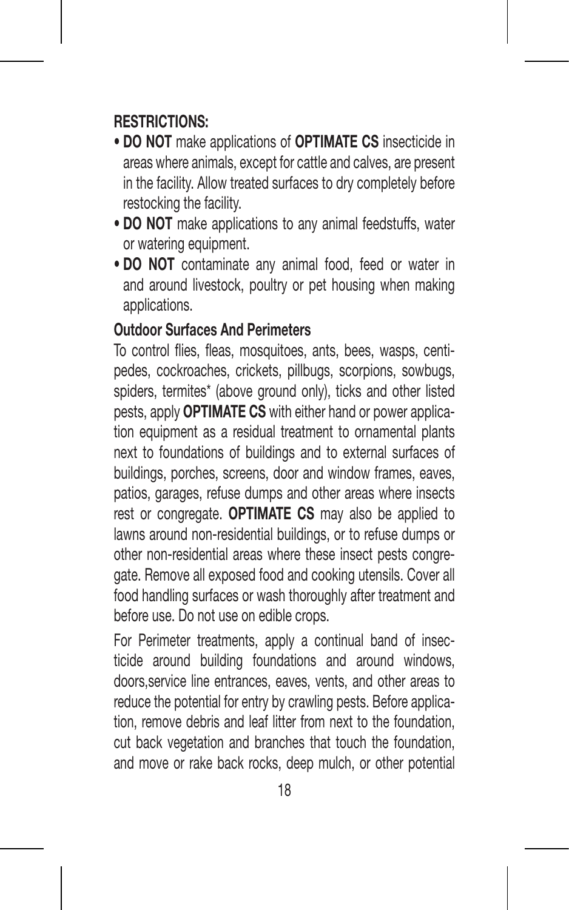**RESTRICTIONS:**

- **DO NOT** make applications of **OPTIMATE CS** insecticide in areas where animals, except for cattle and calves, are present in the facility. Allow treated surfaces to dry completely before restocking the facility.
- **DO NOT** make applications to any animal feedstuffs, water or watering equipment.
- **DO NOT** contaminate any animal food, feed or water in and around livestock, poultry or pet housing when making applications.

**Outdoor Surfaces And Perimeters**

To control flies, fleas, mosquitoes, ants, bees, wasps, centipedes, cockroaches, crickets, pillbugs, scorpions, sowbugs, spiders, termites* (above ground only), ticks and other listed pests, apply **OPTIMATE CS** with either hand or power application equipment as a residual treatment to ornamental plants next to foundations of buildings and to external surfaces of buildings, porches, screens, door and window frames, eaves, patios, garages, refuse dumps and other areas where insects rest or congregate. **OPTIMATE CS** may also be applied to lawns around non-residential buildings, or to refuse dumps or other non-residential areas where these insect pests congregate. Remove all exposed food and cooking utensils. Cover all food handling surfaces or wash thoroughly after treatment and before use. Do not use on edible crops.

For Perimeter treatments, apply a continual band of insecticide around building foundations and around windows, doors,service line entrances, eaves, vents, and other areas to reduce the potential for entry by crawling pests. Before application, remove debris and leaf litter from next to the foundation, cut back vegetation and branches that touch the foundation, and move or rake back rocks, deep mulch, or other potential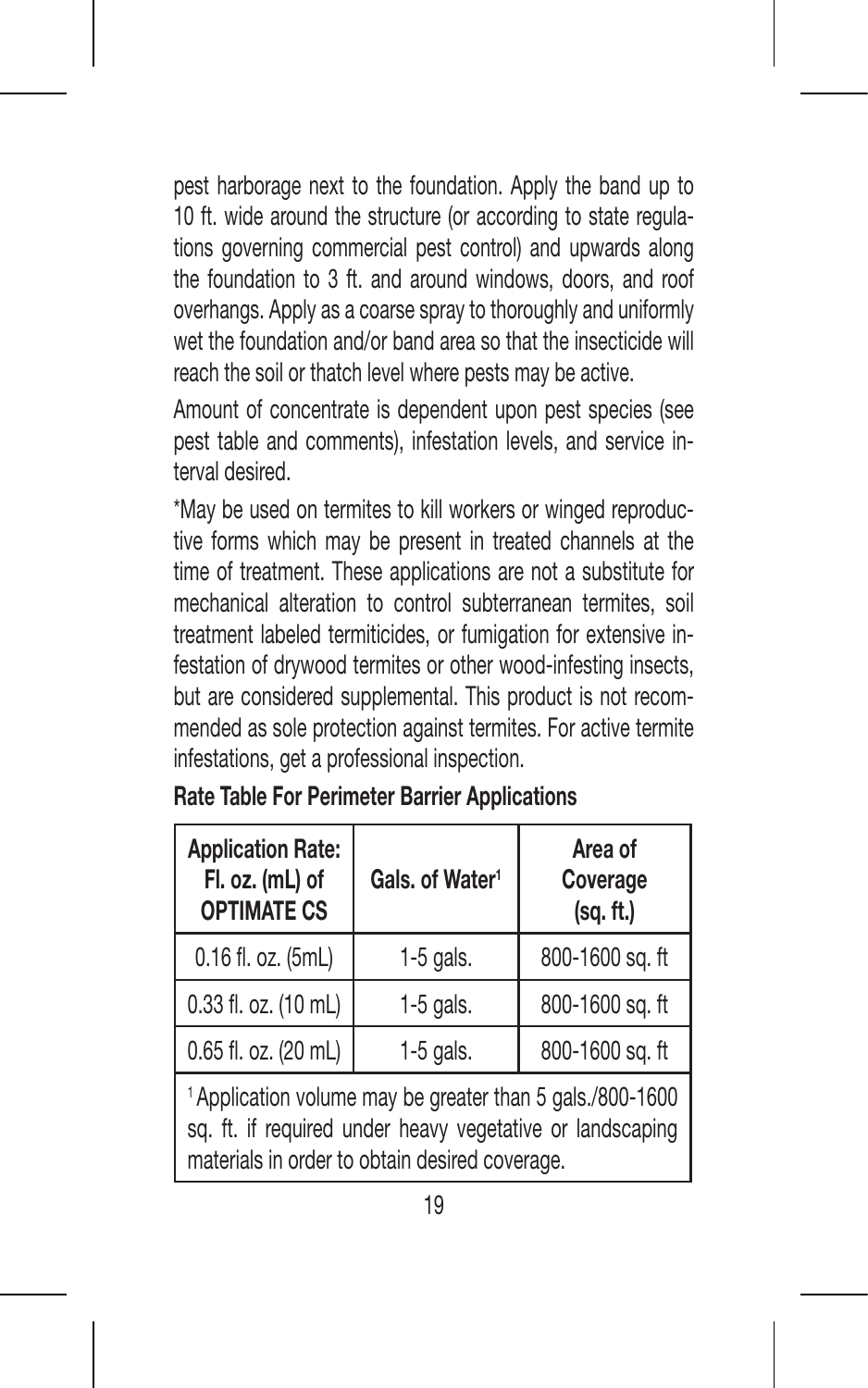pest harborage next to the foundation. Apply the band up to 10 ft. wide around the structure (or according to state regulations governing commercial pest control) and upwards along the foundation to 3 ft. and around windows, doors, and roof overhangs. Apply as a coarse spray to thoroughly and uniformly wet the foundation and/or band area so that the insecticide will reach the soil or thatch level where pests may be active.

Amount of concentrate is dependent upon pest species (see pest table and comments), infestation levels, and service interval desired.

*May be used on termites to kill workers or winged reproductive forms which may be present in treated channels at the time of treatment. These applications are not a substitute for mechanical alteration to control subterranean termites, soil treatment labeled termiticides, or fumigation for extensive infestation of drywood termites or other wood-infesting insects, but are considered supplemental. This product is not recommended as sole protection against termites. For active termite infestations, get a professional inspection.

**Rate Table For Perimeter Barrier Applications**

| Application Rate: Fl. oz. (mL) of OPTIMATE CS | Gals. of Water[1] | Area of Coverage (sq. ft.) |
|---|---|---|
| 0.16 fl. oz. (5mL) | 1-5 gals. | 800-1600 sq. ft |
| 0.33 fl. oz. (10 mL) | 1-5 gals. | 800-1600 sq. ft |
| 0.65 fl. oz. (20 mL) | 1-5 gals. | 800-1600 sq. ft |

[1] Application volume may be greater than 5 gals./800-1600 sq. ft. if required under heavy vegetative or landscaping materials in order to obtain desired coverage.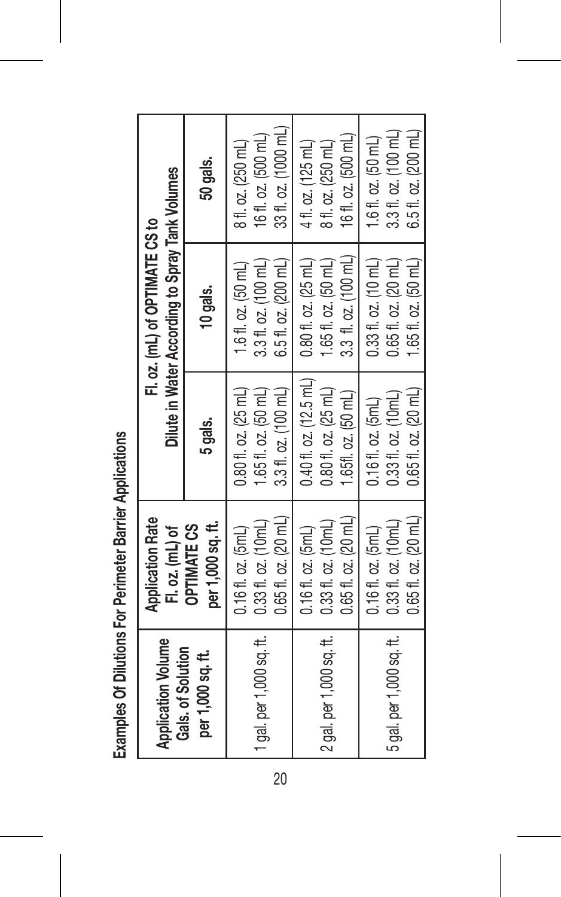**Examples Of Dilutions For Perimeter Barrier Applications**

| Application Volume Gals. of Solution per 1,000 sq. ft. | Application Rate Fl. oz. (mL) of OPTIMATE CS per 1,000 sq. ft. | Fl. oz. (mL) of OPTIMATE CS to Dilute in Water According to Spray Tank Volumes | | |
|---|---|---|---|---|
| | | 5 gals. | 10 gals. | 50 gals. |
| 1 gal. per 1,000 sq. ft. | 0.16 fl. oz. (5mL) | 0.80 fl. oz. (25 mL) | 1.6 fl. oz. (50 mL) | 8 fl. oz. (250 mL) |
| | 0.33 fl. oz. (10mL) | 1.65 fl. oz. (50 mL) | 3.3 fl. oz. (100 mL) | 16 fl. oz. (500 mL) |
| | 0.65 fl. oz. (20 mL) | 3.3 fl. oz. (100 mL) | 6.5 fl. oz. (200 mL) | 33 fl. oz. (1000 mL) |
| 2 gal. per 1,000 sq. ft. | 0.16 fl. oz. (5mL) | 0.40 fl. oz. (12.5 mL) | 0.80 fl. oz. (25 mL) | 4 fl. oz. (125 mL) |
| | 0.33 fl. oz. (10mL) | 0.80 fl. oz. (25 mL) | 1.65 fl. oz. (50 mL) | 8 fl. oz. (250 mL) |
| | 0.65 fl. oz. (20 mL) | 1.65fl. oz. (50 mL) | 3.3 fl. oz. (100 mL) | 16 fl. oz. (500 mL) |
| 5 gal. per 1,000 sq. ft. | 0.16 fl. oz. (5mL) | 0.16 fl. oz. (5mL) | 0.33 fl. oz. (10 mL) | 1.6 fl. oz. (50 mL) |
| | 0.33 fl. oz. (10mL) | 0.33 fl. oz. (10mL) | 0.65 fl. oz. (20 mL) | 3.3 fl. oz. (100 mL) |
| | 0.65 fl. oz. (20 mL) | 0.65 fl. oz. (20 mL) | 1.65 fl. oz. (50 mL) | 6.5 fl. oz. (200 mL) |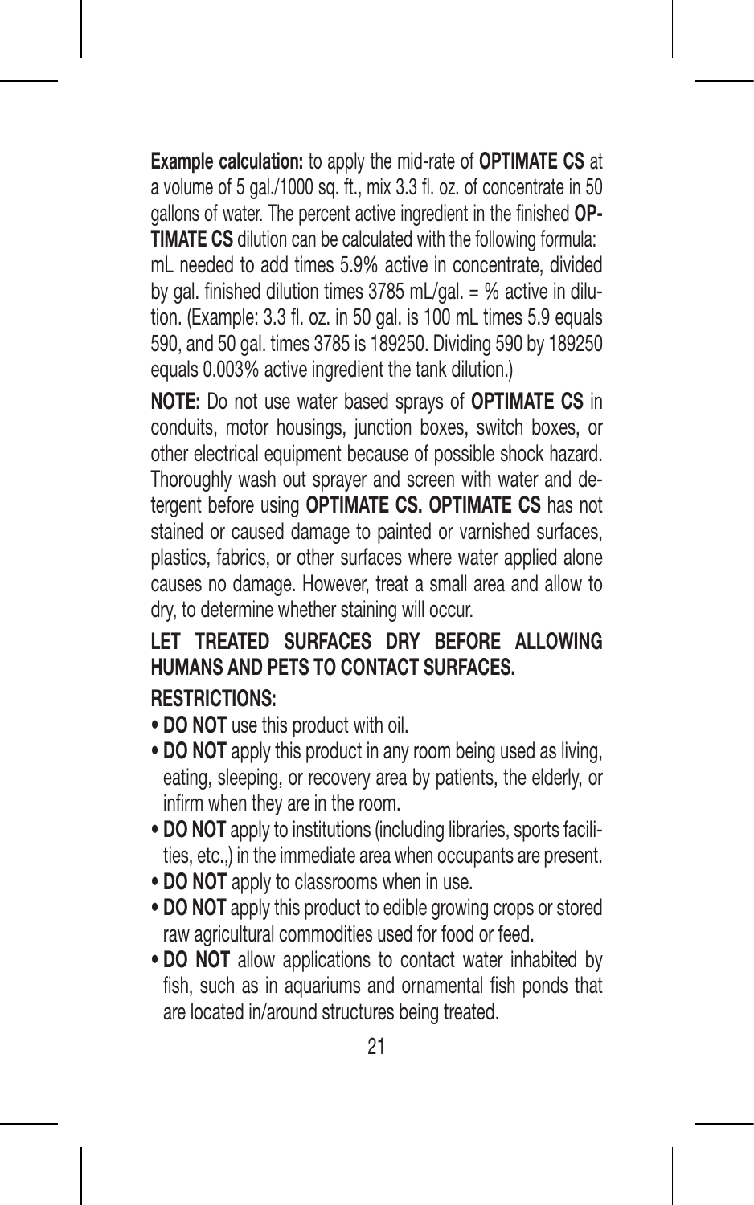**Example calculation:** to apply the mid-rate of **OPTIMATE CS** at a volume of 5 gal./1000 sq. ft., mix 3.3 fl. oz. of concentrate in 50 gallons of water. The percent active ingredient in the finished **OPTIMATE CS** dilution can be calculated with the following formula: mL needed to add times 5.9% active in concentrate, divided by gal. finished dilution times 3785 mL/gal. = % active in dilution. (Example: 3.3 fl. oz. in 50 gal. is 100 mL times 5.9 equals 590, and 50 gal. times 3785 is 189250. Dividing 590 by 189250 equals 0.003% active ingredient the tank dilution.)

**NOTE:** Do not use water based sprays of **OPTIMATE CS** in conduits, motor housings, junction boxes, switch boxes, or other electrical equipment because of possible shock hazard. Thoroughly wash out sprayer and screen with water and detergent before using **OPTIMATE CS. OPTIMATE CS** has not stained or caused damage to painted or varnished surfaces, plastics, fabrics, or other surfaces where water applied alone causes no damage. However, treat a small area and allow to dry, to determine whether staining will occur.

**LET TREATED SURFACES DRY BEFORE ALLOWING HUMANS AND PETS TO CONTACT SURFACES.**

**RESTRICTIONS:**

- **DO NOT** use this product with oil.
- **DO NOT** apply this product in any room being used as living, eating, sleeping, or recovery area by patients, the elderly, or infirm when they are in the room.
- **DO NOT** apply to institutions (including libraries, sports facilities, etc.,) in the immediate area when occupants are present.
- **DO NOT** apply to classrooms when in use.
- **DO NOT** apply this product to edible growing crops or stored raw agricultural commodities used for food or feed.
- **DO NOT** allow applications to contact water inhabited by fish, such as in aquariums and ornamental fish ponds that are located in/around structures being treated.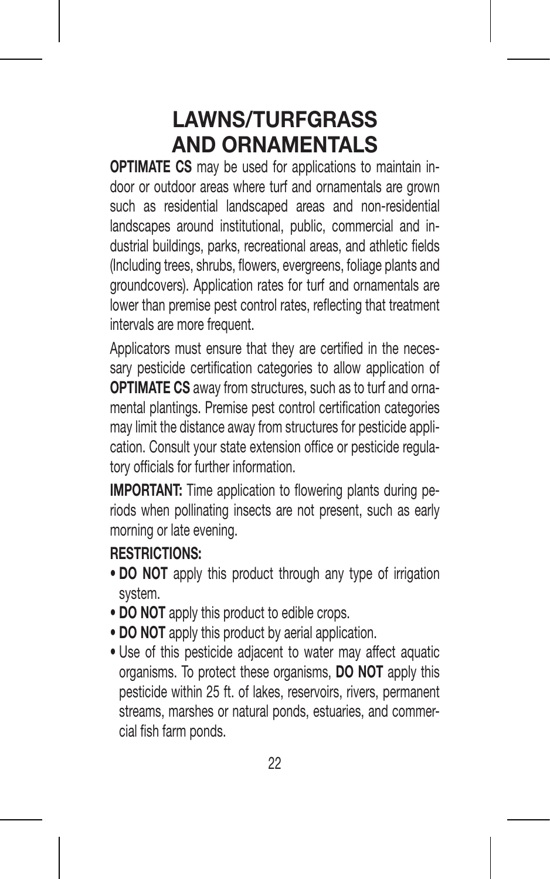# LAWNS/TURFGRASS AND ORNAMENTALS

**OPTIMATE CS** may be used for applications to maintain indoor or outdoor areas where turf and ornamentals are grown such as residential landscaped areas and non-residential landscapes around institutional, public, commercial and industrial buildings, parks, recreational areas, and athletic fields (Including trees, shrubs, flowers, evergreens, foliage plants and groundcovers). Application rates for turf and ornamentals are lower than premise pest control rates, reflecting that treatment intervals are more frequent.

Applicators must ensure that they are certified in the necessary pesticide certification categories to allow application of **OPTIMATE CS** away from structures, such as to turf and ornamental plantings. Premise pest control certification categories may limit the distance away from structures for pesticide application. Consult your state extension office or pesticide regulatory officials for further information.

**IMPORTANT:** Time application to flowering plants during periods when pollinating insects are not present, such as early morning or late evening.

**RESTRICTIONS:**

- **DO NOT** apply this product through any type of irrigation system.
- **DO NOT** apply this product to edible crops.
- **DO NOT** apply this product by aerial application.
- Use of this pesticide adjacent to water may affect aquatic organisms. To protect these organisms, **DO NOT** apply this pesticide within 25 ft. of lakes, reservoirs, rivers, permanent streams, marshes or natural ponds, estuaries, and commercial fish farm ponds.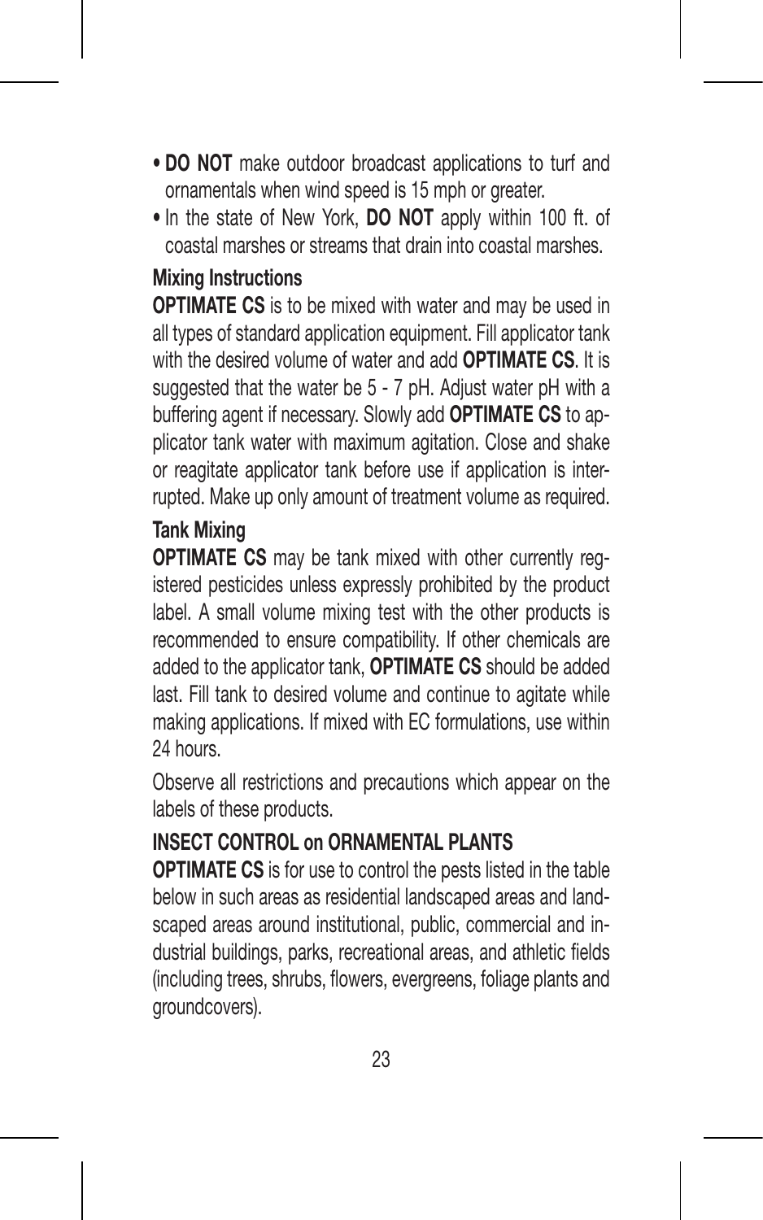- **DO NOT** make outdoor broadcast applications to turf and ornamentals when wind speed is 15 mph or greater.
- In the state of New York, **DO NOT** apply within 100 ft. of coastal marshes or streams that drain into coastal marshes.

**Mixing Instructions**

**OPTIMATE CS** is to be mixed with water and may be used in all types of standard application equipment. Fill applicator tank with the desired volume of water and add **OPTIMATE CS**. It is suggested that the water be 5 - 7 pH. Adjust water pH with a buffering agent if necessary. Slowly add **OPTIMATE CS** to applicator tank water with maximum agitation. Close and shake or reagitate applicator tank before use if application is interrupted. Make up only amount of treatment volume as required.

**Tank Mixing**

**OPTIMATE CS** may be tank mixed with other currently registered pesticides unless expressly prohibited by the product label. A small volume mixing test with the other products is recommended to ensure compatibility. If other chemicals are added to the applicator tank, **OPTIMATE CS** should be added last. Fill tank to desired volume and continue to agitate while making applications. If mixed with EC formulations, use within 24 hours.

Observe all restrictions and precautions which appear on the labels of these products.

**INSECT CONTROL on ORNAMENTAL PLANTS**

**OPTIMATE CS** is for use to control the pests listed in the table below in such areas as residential landscaped areas and landscaped areas around institutional, public, commercial and industrial buildings, parks, recreational areas, and athletic fields (including trees, shrubs, flowers, evergreens, foliage plants and groundcovers).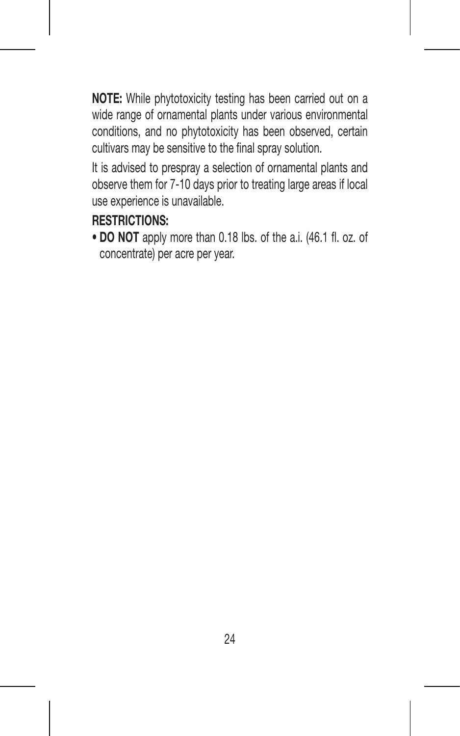**NOTE:** While phytotoxicity testing has been carried out on a wide range of ornamental plants under various environmental conditions, and no phytotoxicity has been observed, certain cultivars may be sensitive to the final spray solution.

It is advised to prespray a selection of ornamental plants and observe them for 7-10 days prior to treating large areas if local use experience is unavailable.

**RESTRICTIONS:**

- **DO NOT** apply more than 0.18 lbs. of the a.i. (46.1 fl. oz. of concentrate) per acre per year.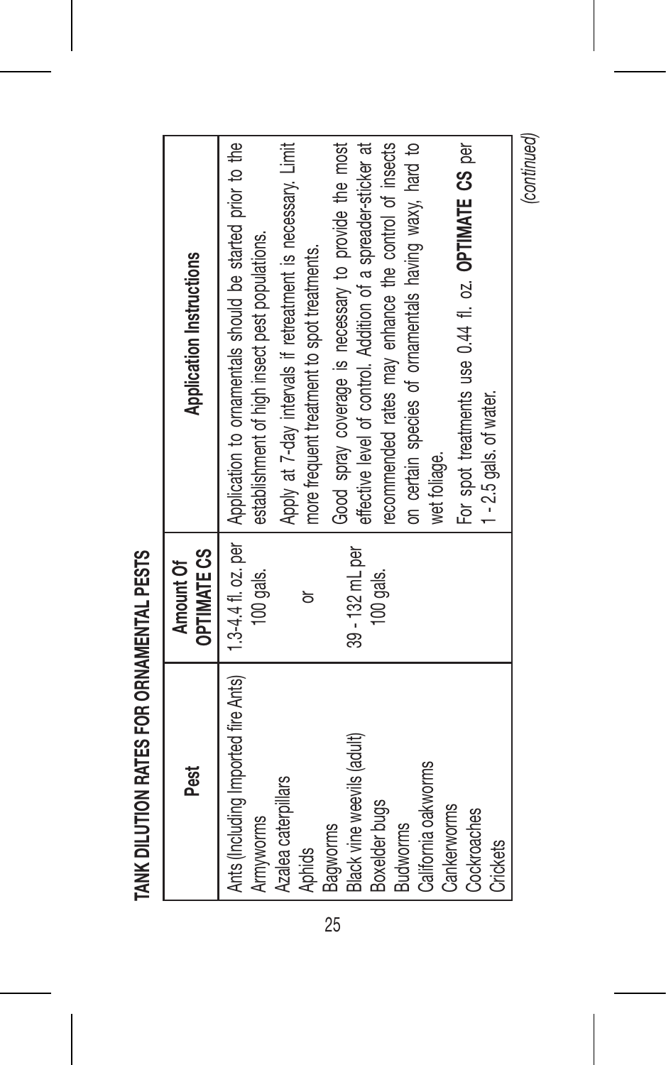## TANK DILUTION RATES FOR ORNAMENTAL PESTS

| Pest | Amount Of OPTIMATE CS | Application Instructions |
|---|---|---|
| Ants (Including Imported fire Ants)<br>Armyworms<br>Azalea caterpillars<br>Aphids<br>Bagworms<br>Black vine weevils (adult)<br>Boxelder bugs<br>Budworms<br>California oakworms<br>Cankerworms<br>Cockroaches<br>Crickets | 1.3-4.4 fl. oz. per 100 gals.<br><br>or<br><br>39 - 132 mL per 100 gals. | Application to ornamentals should be started prior to the establishment of high insect pest populations.<br><br>Apply at 7-day intervals if retreatment is necessary. Limit more frequent treatment to spot treatments.<br><br>Good spray coverage is necessary to provide the most effective level of control. Addition of a spreader-sticker at recommended rates may enhance the control of insects on certain species of ornamentals having waxy, hard to wet foliage.<br><br>For spot treatments use 0.44 fl. oz. **OPTIMATE CS** per 1 - 2.5 gals. of water. |

*(continued)*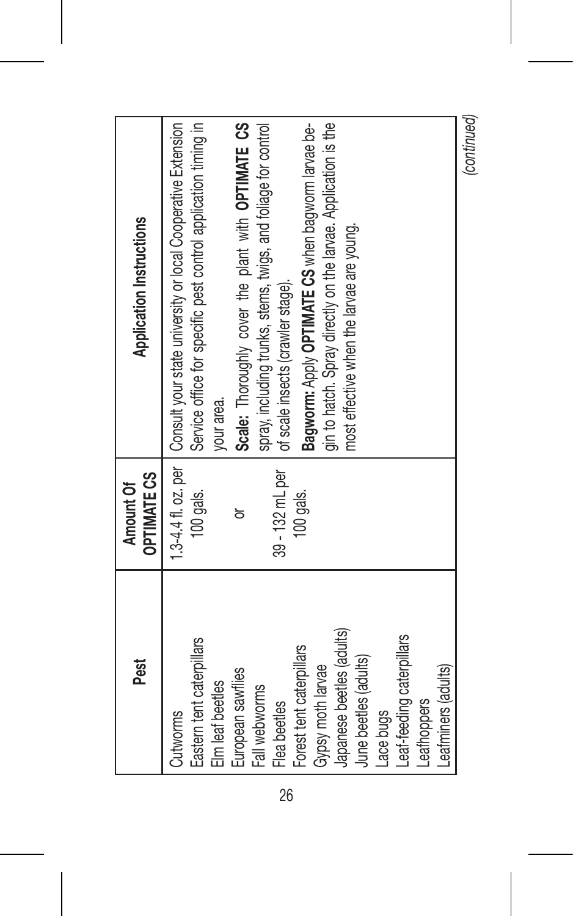| Pest | Amount Of OPTIMATE CS | Application Instructions |
|---|---|---|
| Cutworms<br>Eastern tent caterpillars<br>Elm leaf beetles<br>European sawflies<br>Fall webworms<br>Flea beetles<br>Forest tent caterpillars<br>Gypsy moth larvae<br>Japanese beetles (adults)<br>June beetles (adults)<br>Lace bugs<br>Leaf-feeding caterpillars<br>Leafhoppers<br>Leafminers (adults) | 1.3-4.4 fl. oz. per 100 gals.<br><br>or<br><br>39 - 132 mL per 100 gals. | Consult your state university or local Cooperative Extension Service office for specific pest control application timing in your area.<br>**Scale:** Thoroughly cover the plant with **OPTIMATE CS** spray, including trunks, stems, twigs, and foliage for control of scale insects (crawler stage).<br>**Bagworm:** Apply **OPTIMATE CS** when bagworm larvae begin to hatch. Spray directly on the larvae. Application is the most effective when the larvae are young. |

*(continued)*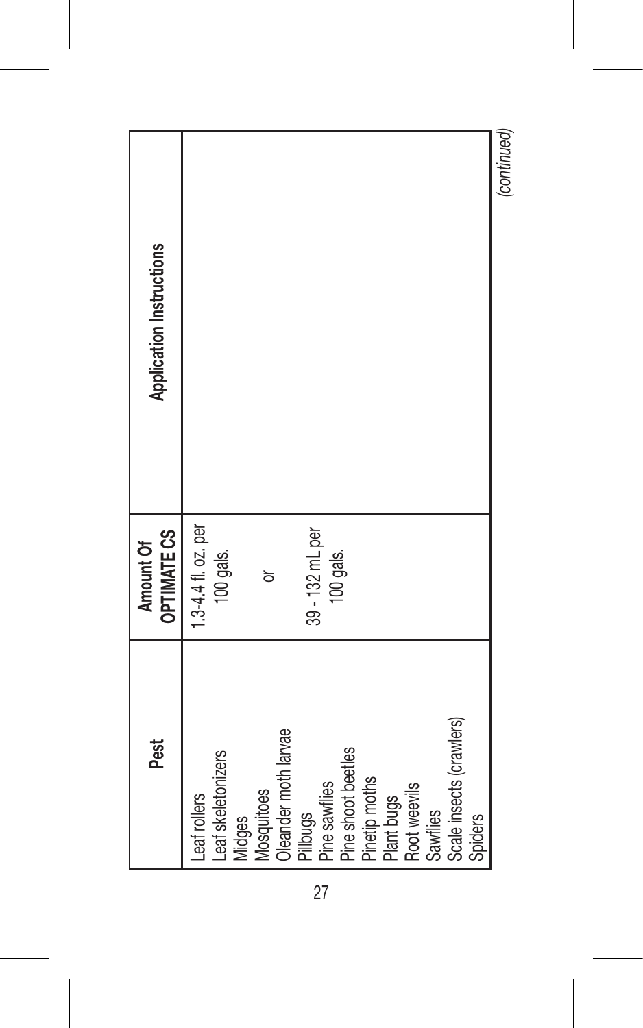| Pest | Amount Of OPTIMATE CS | Application Instructions |
|---|---|---|
| Leaf rollers<br>Leaf skeletonizers<br>Midges<br>Mosquitoes<br>Oleander moth larvae<br>Pillbugs<br>Pine sawflies<br>Pine shoot beetles<br>Pinetip moths<br>Plant bugs<br>Root weevils<br>Sawflies<br>Scale insects (crawlers)<br>Spiders | 1.3-4.4 fl. oz. per 100 gals.<br><br>or<br><br>39 - 132 mL per 100 gals. | |

*(continued)*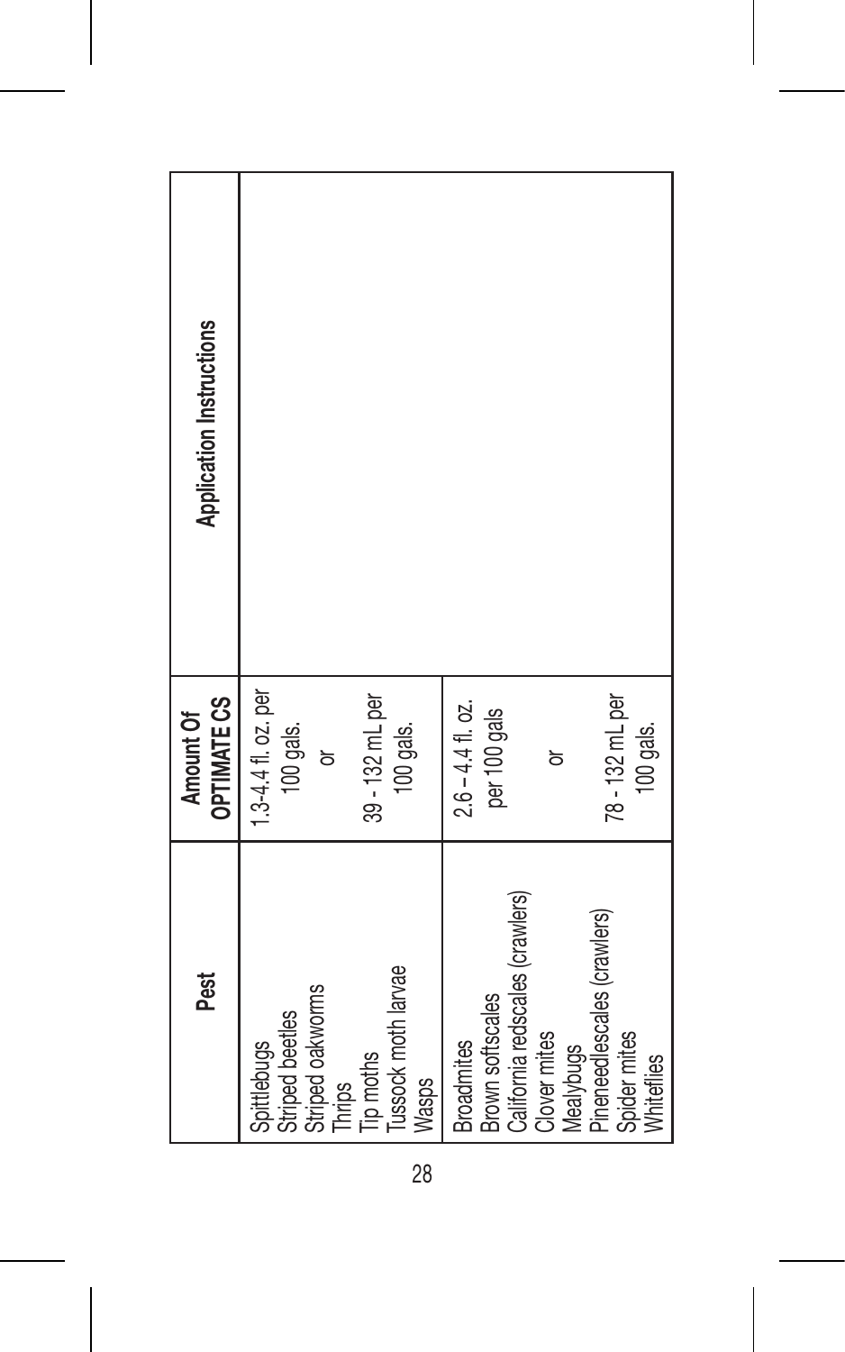| Pest | Amount Of OPTIMATE CS | Application Instructions |
| --- | --- | --- |
| Spittlebugs<br>Striped beetles<br>Striped oakworms<br>Thrips<br>Tip moths<br>Tussock moth larvae<br>Wasps | 1.3-4.4 fl. oz. per 100 gals.<br>or<br>39 - 132 mL per 100 gals. | |
| Broadmites<br>Brown softscales<br>California redscales (crawlers)<br>Clover mites<br>Mealybugs<br>Pineneedlescales (crawlers)<br>Spider mites<br>Whiteflies | 2.6 – 4.4 fl. oz. per 100 gals<br>or<br>78 - 132 mL per 100 gals. | |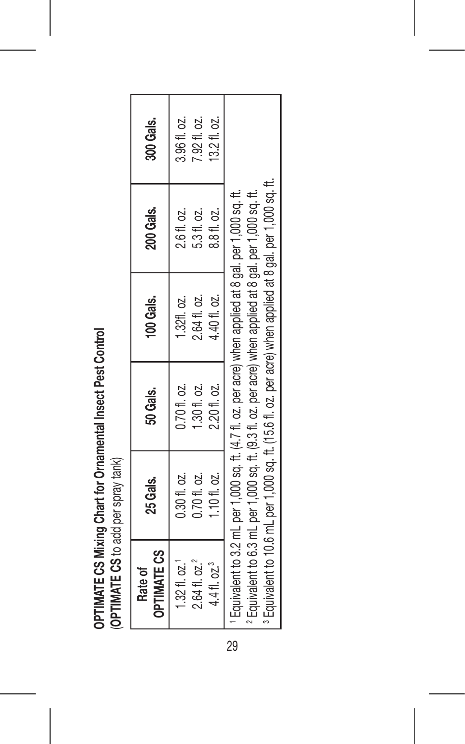**OPTIMATE CS Mixing Chart for Ornamental Insect Pest Control**
(**OPTIMATE CS** to add per spray tank)

| Rate of OPTIMATE CS | 25 Gals. | 50 Gals. | 100 Gals. | 200 Gals. | 300 Gals. |
|---|---|---|---|---|---|
| 1.32 fl. oz.[1] | 0.30 fl. oz. | 0.70 fl. oz. | 1.32fl. oz. | 2.6 fl. oz. | 3.96 fl. oz. |
| 2.64 fl. oz.[2] | 0.70 fl. oz. | 1.30 fl. oz. | 2.64 fl. oz. | 5.3 fl. oz. | 7.92 fl. oz. |
| 4.4 fl. oz.[3] | 1.10 fl. oz. | 2.20 fl. oz. | 4.40 fl. oz. | 8.8 fl. oz. | 13.2 fl. oz. |

[1] Equivalent to 3.2 mL per 1,000 sq. ft. (4.7 fl. oz. per acre) when applied at 8 gal. per 1,000 sq. ft.
[2] Equivalent to 6.3 mL per 1,000 sq. ft. (9.3 fl. oz. per acre) when applied at 8 gal. per 1,000 sq. ft.
[3] Equivalent to 10.6 mL per 1,000 sq. ft. (15.6 fl. oz. per acre) when applied at 8 gal. per 1,000 sq. ft.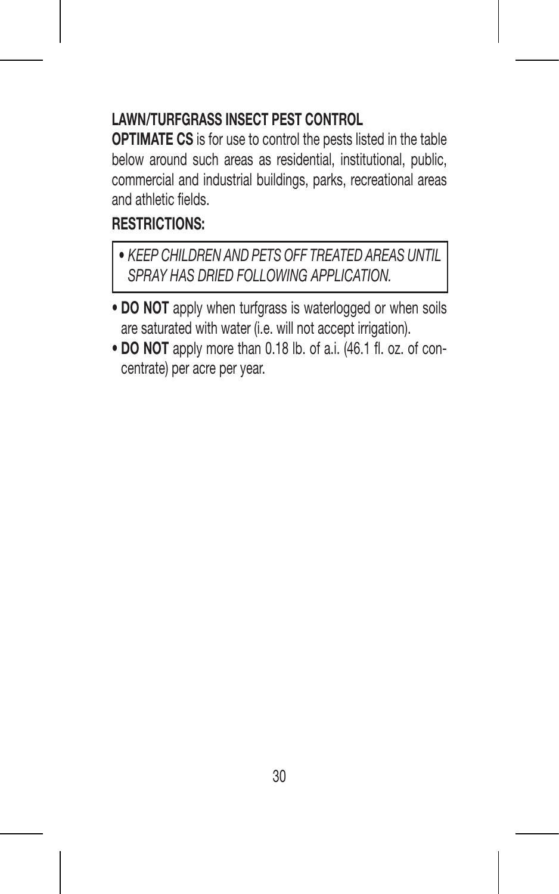## LAWN/TURFGRASS INSECT PEST CONTROL

**OPTIMATE CS** is for use to control the pests listed in the table below around such areas as residential, institutional, public, commercial and industrial buildings, parks, recreational areas and athletic fields.

**RESTRICTIONS:**

- *KEEP CHILDREN AND PETS OFF TREATED AREAS UNTIL SPRAY HAS DRIED FOLLOWING APPLICATION.*

- **DO NOT** apply when turfgrass is waterlogged or when soils are saturated with water (i.e. will not accept irrigation).
- **DO NOT** apply more than 0.18 lb. of a.i. (46.1 fl. oz. of concentrate) per acre per year.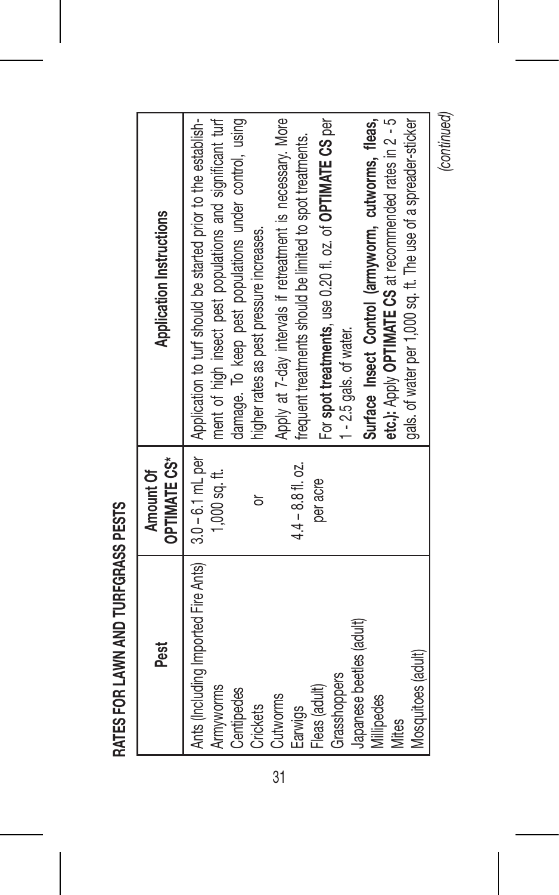## RATES FOR LAWN AND TURFGRASS PESTS

| Pest | Amount Of OPTIMATE CS* | Application Instructions |
|---|---|---|
| Ants (Including Imported Fire Ants)<br>Armyworms<br>Centipedes<br>Crickets<br>Cutworms<br>Earwigs<br>Fleas (adult)<br>Grasshoppers<br>Japanese beetles (adult)<br>Millipedes<br>Mites<br>Mosquitoes (adult) | 3.0 – 6.1 mL per 1,000 sq. ft.<br><br>or<br><br>4.4 – 8.8 fl. oz. per acre | Application to turf should be started prior to the establishment of high insect pest populations and significant turf damage. To keep pest populations under control, using higher rates as pest pressure increases.<br>Apply at 7-day intervals if retreatment is necessary. More frequent treatments should be limited to spot treatments.<br>For **spot treatments**, use 0.20 fl. oz. of **OPTIMATE CS** per 1 - 2.5 gals. of water.<br>**Surface Insect Control (armyworm, cutworms, fleas, etc.):** Apply **OPTIMATE CS** at recommended rates in 2 - 5 gals. of water per 1,000 sq. ft. The use of a spreader-sticker |

*(continued)*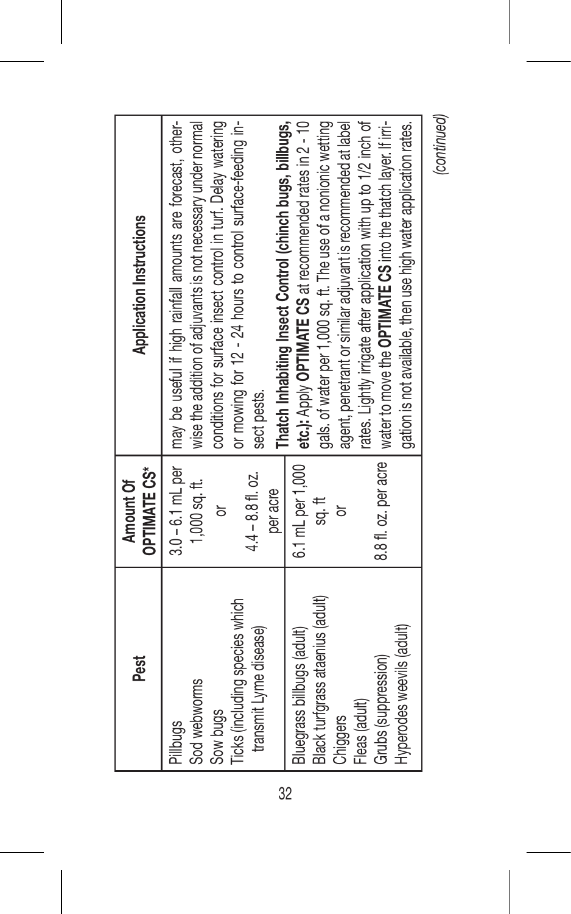| Pest | Amount Of OPTIMATE CS* | Application Instructions |
|---|---|---|
| Pillbugs<br>Sod webworms<br>Sow bugs<br>Ticks (including species which transmit Lyme disease) | 3.0 – 6.1 mL per 1,000 sq. ft.<br>or<br>4.4 – 8.8 fl. oz. per acre | may be useful if high rainfall amounts are forecast, otherwise the addition of adjuvants is not necessary under normal conditions for surface insect control in turf. Delay watering or mowing for 12 - 24 hours to control surface-feeding insect pests. |
| Bluegrass billbugs (adult)<br>Black turfgrass ataenius (adult)<br>Chiggers<br>Fleas (adult)<br>Grubs (suppression)<br>Hyperodes weevils (adult) | 6.1 mL per 1,000 sq. ft<br>or<br>8.8 fl. oz. per acre | **Thatch Inhabiting Insect Control (chinch bugs, billbugs, etc.):** Apply **OPTIMATE CS** at recommended rates in 2 - 10 gals. of water per 1,000 sq. ft. The use of a nonionic wetting agent, penetrant or similar adjuvant is recommended at label rates. Lightly irrigate after application with up to 1/2 inch of water to move the **OPTIMATE CS** into the thatch layer. If irrigation is not available, then use high water application rates. |

*(continued)*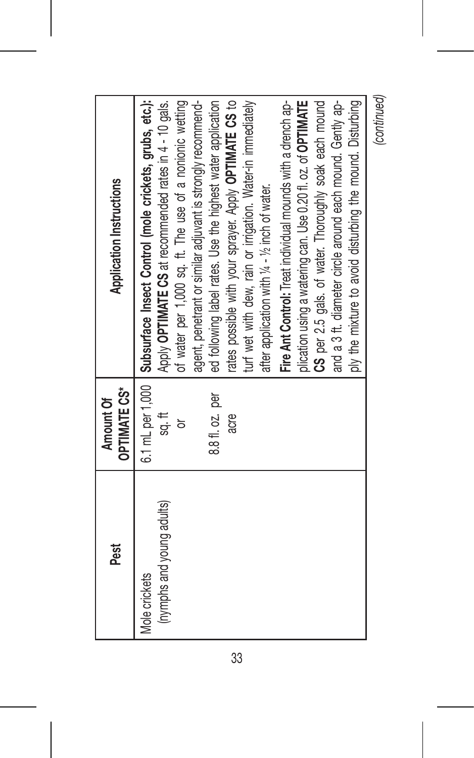| Pest | Amount Of OPTIMATE CS* | Application Instructions |
|---|---|---|
| Mole crickets (nymphs and young adults) | 6.1 mL per 1,000 sq. ft or 8.8 fl. oz. per acre | **Subsurface Insect Control (mole crickets, grubs, etc.):** Apply **OPTIMATE CS** at recommended rates in 4 - 10 gals. of water per 1,000 sq. ft. The use of a nonionic wetting agent, penetrant or similar adjuvant is strongly recommended following label rates. Use the highest water application rates possible with your sprayer. Apply **OPTIMATE CS** to turf wet with dew, rain or irrigation. Water-in immediately after application with ¼ - ½ inch of water.<br>**Fire Ant Control:** Treat individual mounds with a drench application using a watering can. Use 0.20 fl. oz. of **OPTIMATE CS** per 2.5 gals. of water. Thoroughly soak each mound and a 3 ft. diameter circle around each mound. Gently apply the mixture to avoid disturbing the mound. Disturbing |

*(continued)*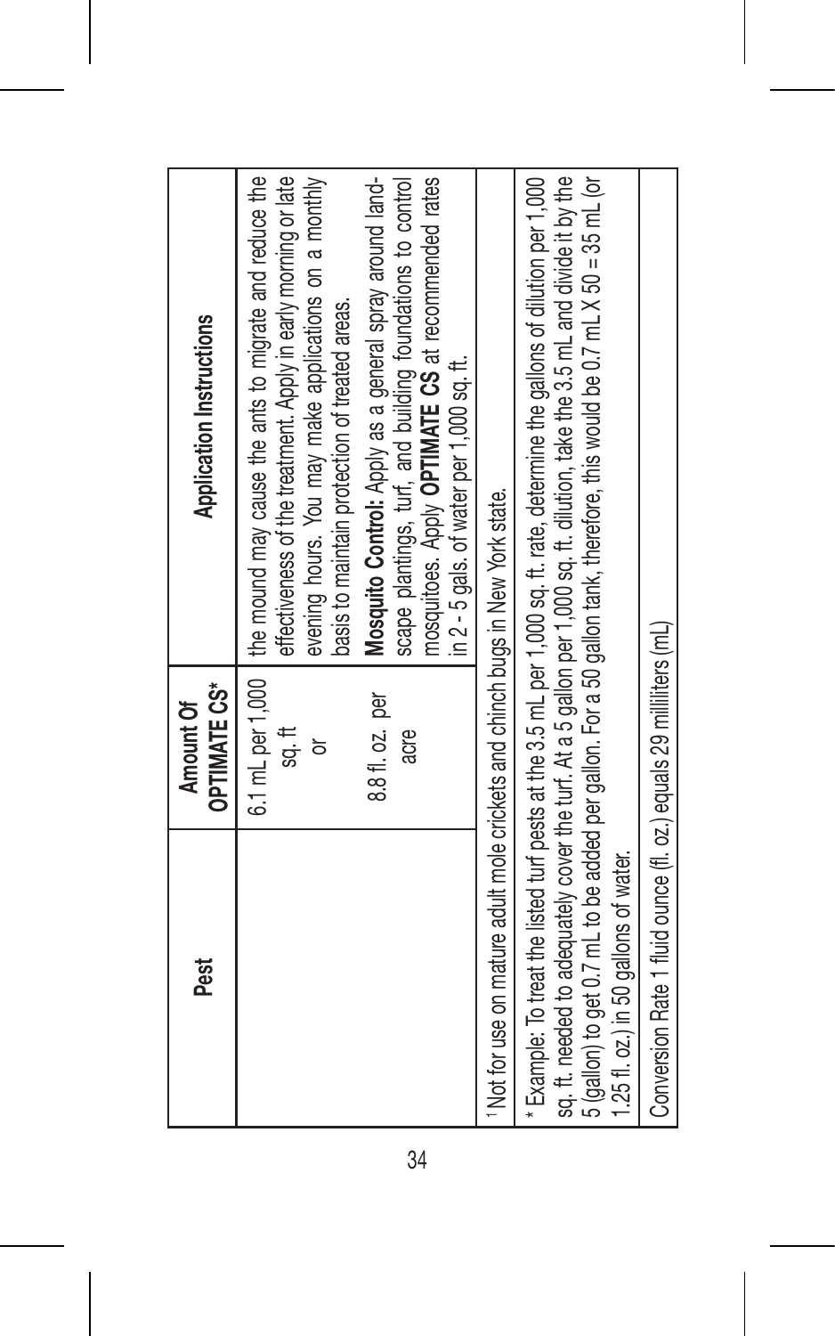| Pest | Amount Of OPTIMATE CS* | Application Instructions |
| --- | --- | --- |
| | 6.1 mL per 1,000 sq. ft or 8.8 fl. oz. per acre | the mound may cause the ants to migrate and reduce the effectiveness of the treatment. Apply in early morning or late evening hours. You may make applications on a monthly basis to maintain protection of treated areas. **Mosquito Control:** Apply as a general spray around landscape plantings, turf, and building foundations to control mosquitoes. Apply **OPTIMATE CS** at recommended rates in 2 - 5 gals. of water per 1,000 sq. ft. |
| [1] Not for use on mature adult mole crickets and chinch bugs in New York state. | | |
| * Example: To treat the listed turf pests at the 3.5 mL per 1,000 sq. ft. rate, determine the gallons of dilution per 1,000 sq. ft. needed to adequately cover the turf. At a 5 gallon per 1,000 sq. ft. dilution, take the 3.5 mL and divide it by the 5 (gallon) to get 0.7 mL to be added per gallon. For a 50 gallon tank, therefore, this would be 0.7 mL X 50 = 35 mL (or 1.25 fl. oz.) in 50 gallons of water. | | |
| Conversion Rate 1 fluid ounce (fl. oz.) equals 29 milliliters (mL) | | |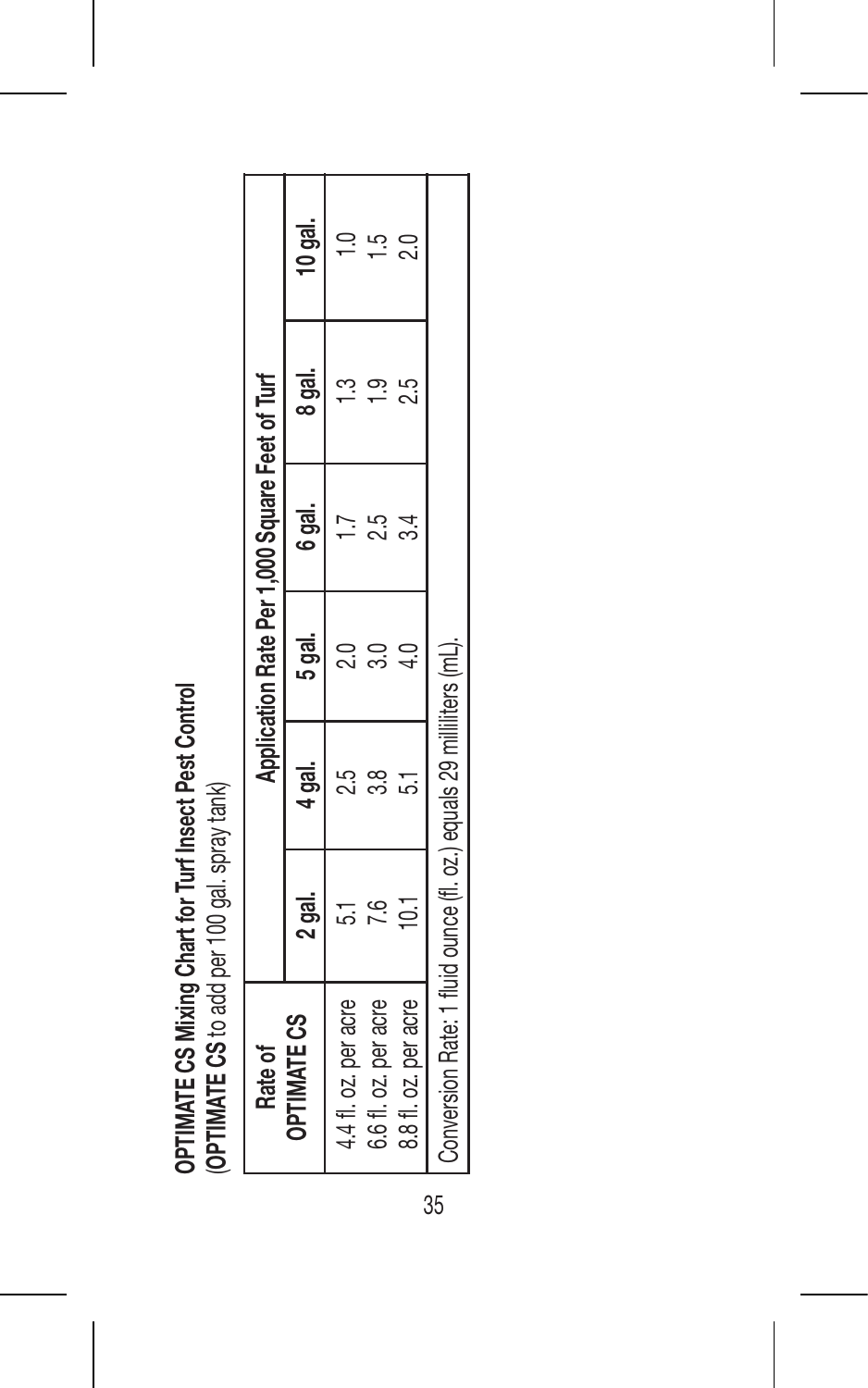**OPTIMATE CS Mixing Chart for Turf Insect Pest Control**
(**OPTIMATE CS** to add per 100 gal. spray tank)

| Rate of OPTIMATE CS | Application Rate Per 1,000 Square Feet of Turf | | | | | |
|---|---|---|---|---|---|---|
| | **2 gal.** | **4 gal.** | **5 gal.** | **6 gal.** | **8 gal.** | **10 gal.** |
| 4.4 fl. oz. per acre | 5.1 | 2.5 | 2.0 | 1.7 | 1.3 | 1.0 |
| 6.6 fl. oz. per acre | 7.6 | 3.8 | 3.0 | 2.5 | 1.9 | 1.5 |
| 8.8 fl. oz. per acre | 10.1 | 5.1 | 4.0 | 3.4 | 2.5 | 2.0 |
| Conversion Rate: 1 fluid ounce (fl. oz.) equals 29 milliliters (mL). | | | | | | |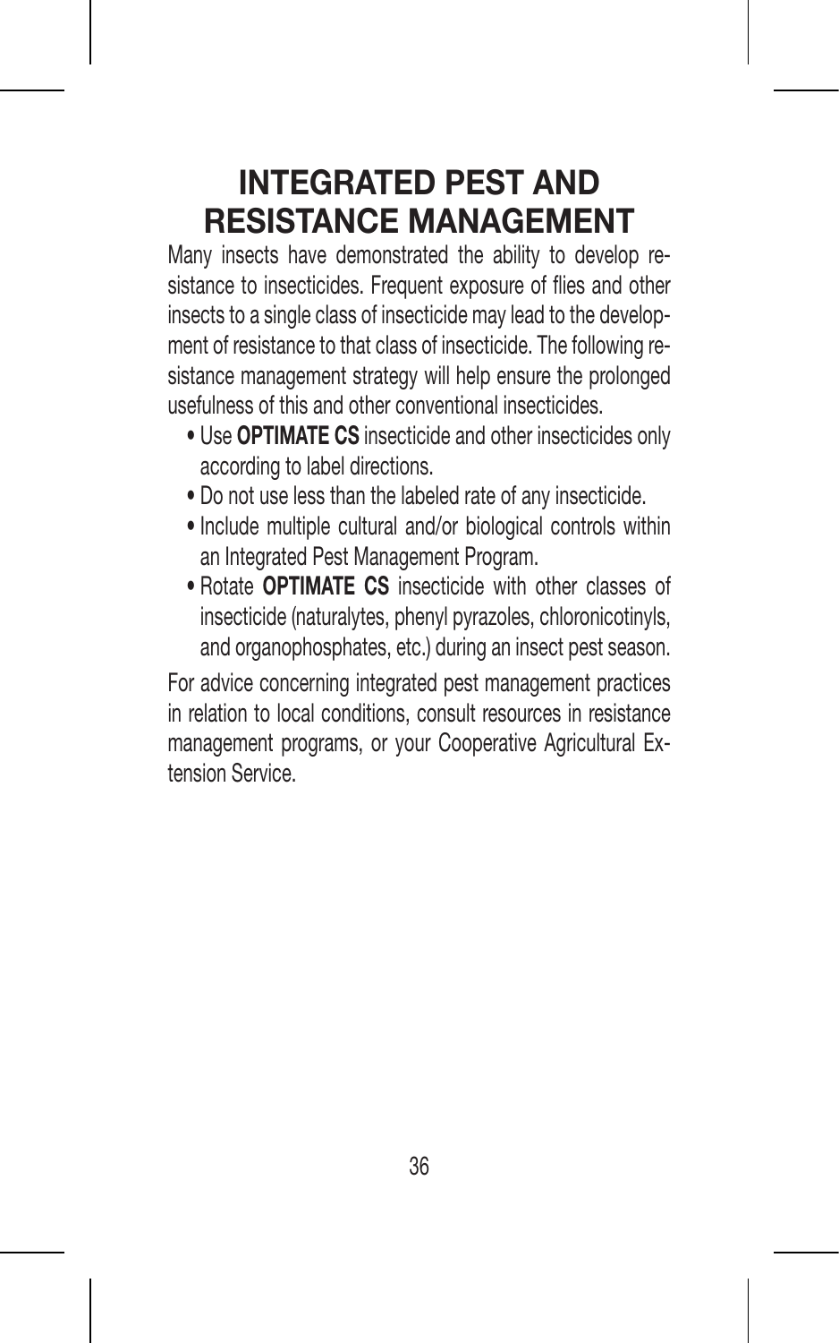# INTEGRATED PEST AND RESISTANCE MANAGEMENT

Many insects have demonstrated the ability to develop resistance to insecticides. Frequent exposure of flies and other insects to a single class of insecticide may lead to the development of resistance to that class of insecticide. The following resistance management strategy will help ensure the prolonged usefulness of this and other conventional insecticides.

- Use **OPTIMATE CS** insecticide and other insecticides only according to label directions.
- Do not use less than the labeled rate of any insecticide.
- Include multiple cultural and/or biological controls within an Integrated Pest Management Program.
- Rotate **OPTIMATE CS** insecticide with other classes of insecticide (naturalytes, phenyl pyrazoles, chloronicotinyls, and organophosphates, etc.) during an insect pest season.

For advice concerning integrated pest management practices in relation to local conditions, consult resources in resistance management programs, or your Cooperative Agricultural Extension Service.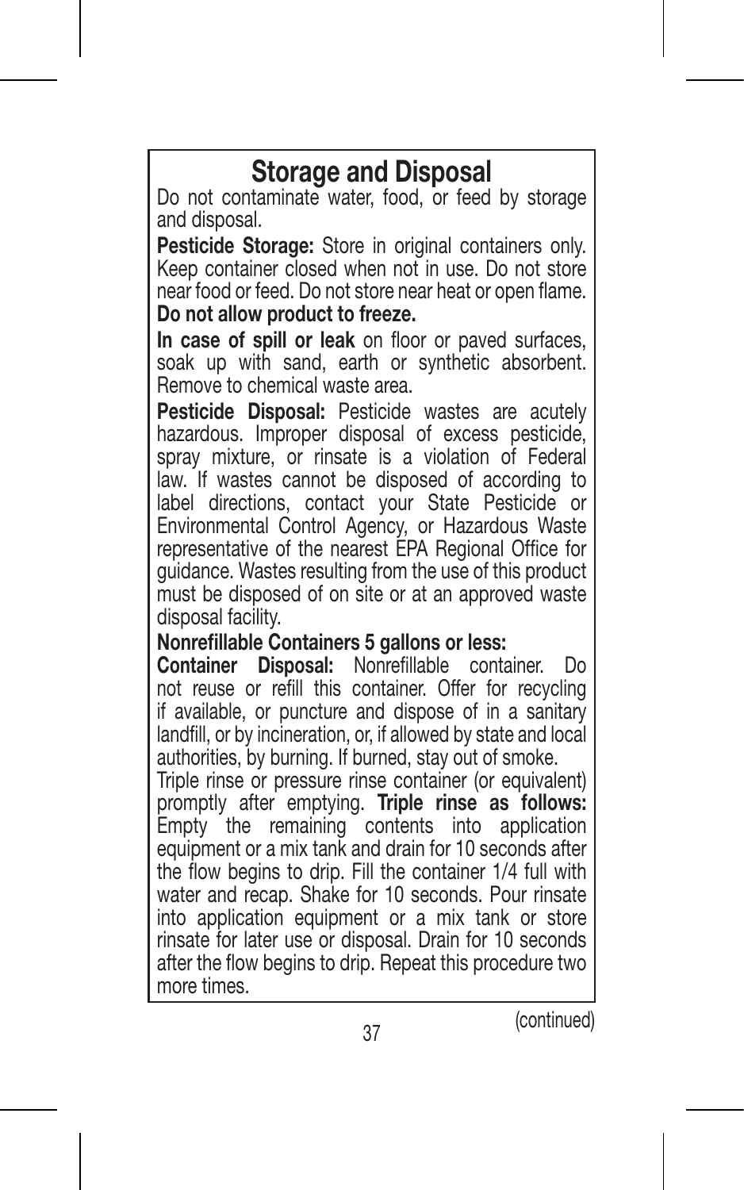## Storage and Disposal

Do not contaminate water, food, or feed by storage and disposal.

**Pesticide Storage:** Store in original containers only. Keep container closed when not in use. Do not store near food or feed. Do not store near heat or open flame. **Do not allow product to freeze.**

**In case of spill or leak** on floor or paved surfaces, soak up with sand, earth or synthetic absorbent. Remove to chemical waste area.

**Pesticide Disposal:** Pesticide wastes are acutely hazardous. Improper disposal of excess pesticide, spray mixture, or rinsate is a violation of Federal law. If wastes cannot be disposed of according to label directions, contact your State Pesticide or Environmental Control Agency, or Hazardous Waste representative of the nearest EPA Regional Office for guidance. Wastes resulting from the use of this product must be disposed of on site or at an approved waste disposal facility.

**Nonrefillable Containers 5 gallons or less:**

**Container Disposal:** Nonrefillable container. Do not reuse or refill this container. Offer for recycling if available, or puncture and dispose of in a sanitary landfill, or by incineration, or, if allowed by state and local authorities, by burning. If burned, stay out of smoke.

Triple rinse or pressure rinse container (or equivalent) promptly after emptying. **Triple rinse as follows:** Empty the remaining contents into application equipment or a mix tank and drain for 10 seconds after the flow begins to drip. Fill the container 1/4 full with water and recap. Shake for 10 seconds. Pour rinsate into application equipment or a mix tank or store rinsate for later use or disposal. Drain for 10 seconds after the flow begins to drip. Repeat this procedure two more times.

(continued)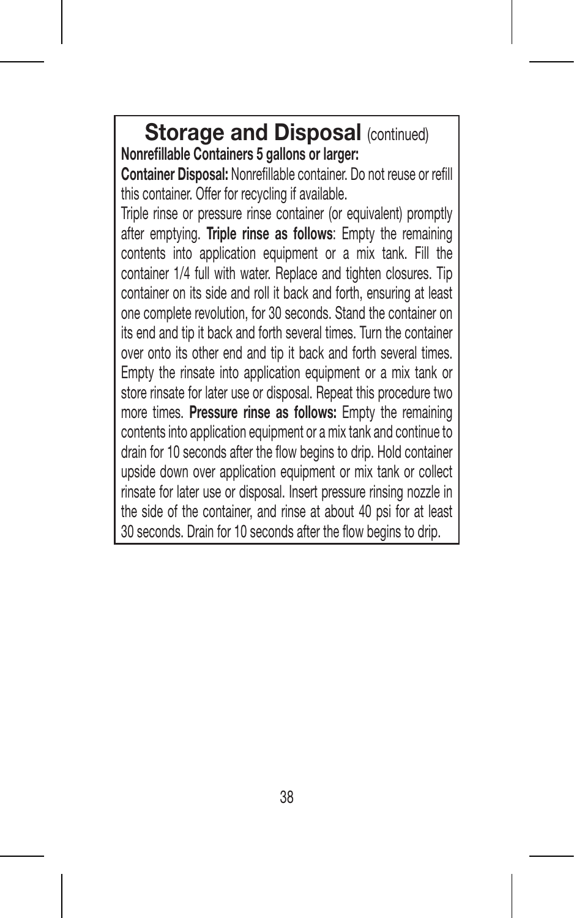## Storage and Disposal (continued)

**Nonrefillable Containers 5 gallons or larger:**

**Container Disposal:** Nonrefillable container. Do not reuse or refill this container. Offer for recycling if available.

Triple rinse or pressure rinse container (or equivalent) promptly after emptying. **Triple rinse as follows**: Empty the remaining contents into application equipment or a mix tank. Fill the container 1/4 full with water. Replace and tighten closures. Tip container on its side and roll it back and forth, ensuring at least one complete revolution, for 30 seconds. Stand the container on its end and tip it back and forth several times. Turn the container over onto its other end and tip it back and forth several times. Empty the rinsate into application equipment or a mix tank or store rinsate for later use or disposal. Repeat this procedure two more times. **Pressure rinse as follows:** Empty the remaining contents into application equipment or a mix tank and continue to drain for 10 seconds after the flow begins to drip. Hold container upside down over application equipment or mix tank or collect rinsate for later use or disposal. Insert pressure rinsing nozzle in the side of the container, and rinse at about 40 psi for at least 30 seconds. Drain for 10 seconds after the flow begins to drip.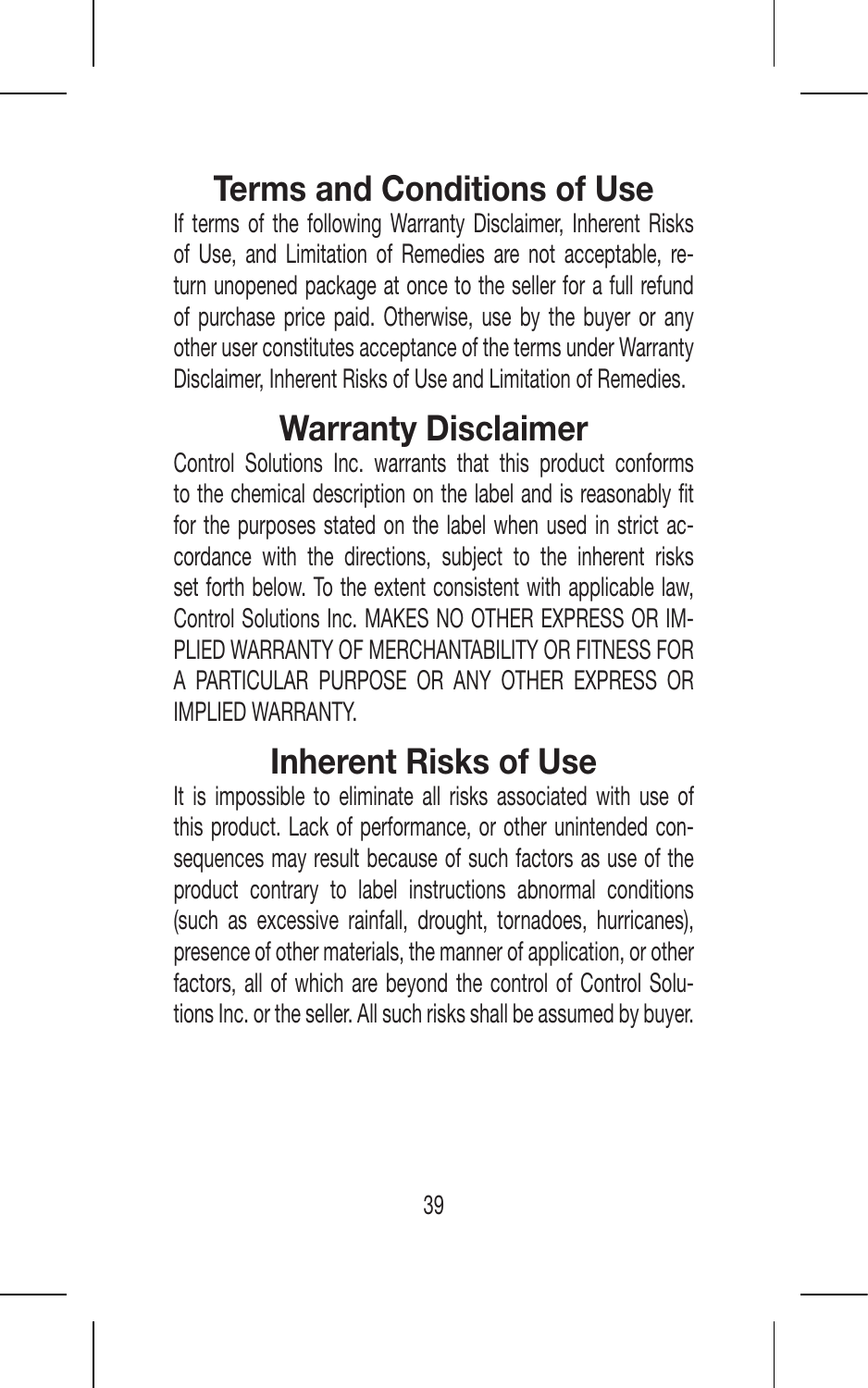## Terms and Conditions of Use

If terms of the following Warranty Disclaimer, Inherent Risks of Use, and Limitation of Remedies are not acceptable, return unopened package at once to the seller for a full refund of purchase price paid. Otherwise, use by the buyer or any other user constitutes acceptance of the terms under Warranty Disclaimer, Inherent Risks of Use and Limitation of Remedies.

## Warranty Disclaimer

Control Solutions Inc. warrants that this product conforms to the chemical description on the label and is reasonably fit for the purposes stated on the label when used in strict accordance with the directions, subject to the inherent risks set forth below. To the extent consistent with applicable law, Control Solutions Inc. MAKES NO OTHER EXPRESS OR IMPLIED WARRANTY OF MERCHANTABILITY OR FITNESS FOR A PARTICULAR PURPOSE OR ANY OTHER EXPRESS OR IMPLIED WARRANTY.

## Inherent Risks of Use

It is impossible to eliminate all risks associated with use of this product. Lack of performance, or other unintended consequences may result because of such factors as use of the product contrary to label instructions abnormal conditions (such as excessive rainfall, drought, tornadoes, hurricanes), presence of other materials, the manner of application, or other factors, all of which are beyond the control of Control Solutions Inc. or the seller. All such risks shall be assumed by buyer.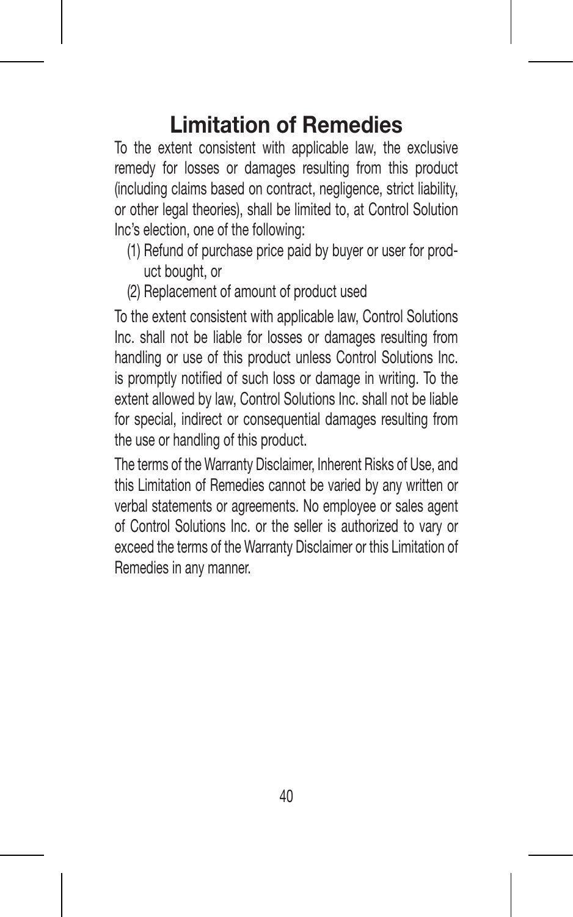# Limitation of Remedies

To the extent consistent with applicable law, the exclusive remedy for losses or damages resulting from this product (including claims based on contract, negligence, strict liability, or other legal theories), shall be limited to, at Control Solution Inc's election, one of the following:

(1) Refund of purchase price paid by buyer or user for product bought, or

(2) Replacement of amount of product used

To the extent consistent with applicable law, Control Solutions Inc. shall not be liable for losses or damages resulting from handling or use of this product unless Control Solutions Inc. is promptly notified of such loss or damage in writing. To the extent allowed by law, Control Solutions Inc. shall not be liable for special, indirect or consequential damages resulting from the use or handling of this product.

The terms of the Warranty Disclaimer, Inherent Risks of Use, and this Limitation of Remedies cannot be varied by any written or verbal statements or agreements. No employee or sales agent of Control Solutions Inc. or the seller is authorized to vary or exceed the terms of the Warranty Disclaimer or this Limitation of Remedies in any manner.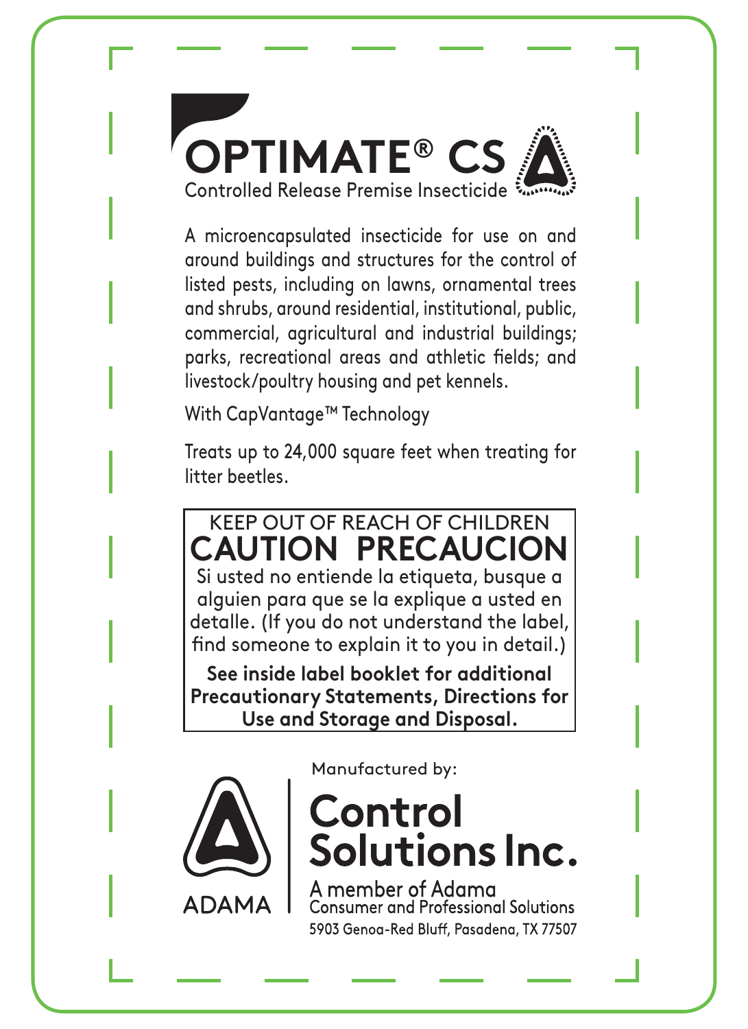# OPTIMATE® CS

Controlled Release Premise Insecticide

A microencapsulated insecticide for use on and around buildings and structures for the control of listed pests, including on lawns, ornamental trees and shrubs, around residential, institutional, public, commercial, agricultural and industrial buildings; parks, recreational areas and athletic fields; and livestock/poultry housing and pet kennels.

With CapVantage™ Technology

Treats up to 24,000 square feet when treating for litter beetles.

KEEP OUT OF REACH OF CHILDREN

## CAUTION PRECAUCION

Si usted no entiende la etiqueta, busque a alguien para que se la explique a usted en detalle. (If you do not understand the label, find someone to explain it to you in detail.)

**See inside label booklet for additional Precautionary Statements, Directions for Use and Storage and Disposal.**

ADAMA

Manufactured by:

**Control Solutions Inc.**

A member of Adama Consumer and Professional Solutions

5903 Genoa-Red Bluff, Pasadena, TX 77507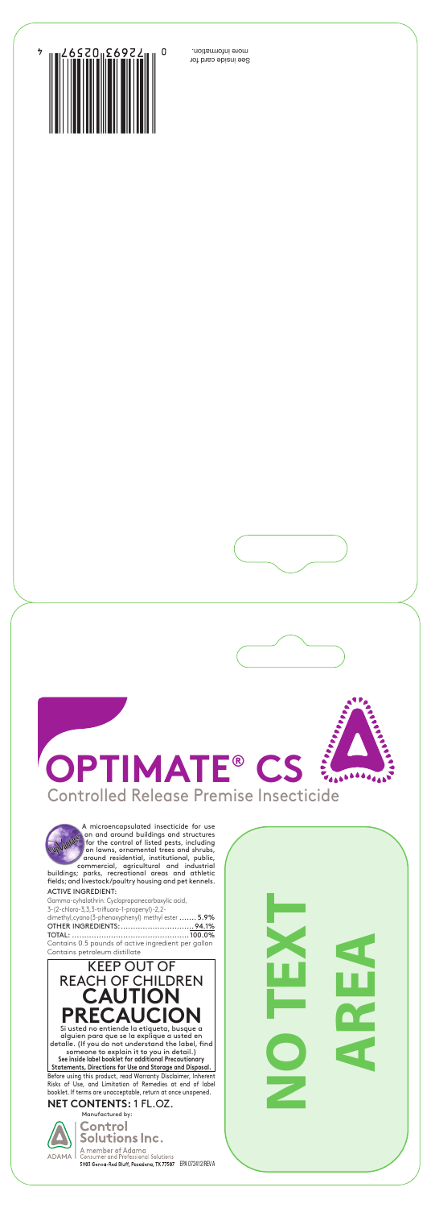See inside card for more information.

# OPTIMATE® CS

## Controlled Release Premise Insecticide

A microencapsulated insecticide for use on and around buildings and structures for the control of listed pests, including on lawns, ornamental trees and shrubs, around residential, institutional, public, commercial, agricultural and industrial buildings; parks, recreational areas and athletic fields; and livestock/poultry housing and pet kennels.

**ACTIVE INGREDIENT:**

Gamma-cyhalothrin: Cyclopropanecarboxylic acid, 3-(2-chloro-3,3,3-trifluoro-1-propenyl)-2,2-dimethyl,cyano(3-phenoxyphenyl) methyl ester ....... 5.9%

OTHER INGREDIENTS: ........................... 94.1%

TOTAL: ............................................... 100.0%

Contains 0.5 pounds of active ingredient per gallon

Contains petroleum distillate

## KEEP OUT OF REACH OF CHILDREN
## CAUTION
## PRECAUCION

Si usted no entiende la etiqueta, busque a alguien para que se la explique a usted en detalle. (If you do not understand the label, find someone to explain it to you in detail.)

**See inside label booklet for additional Precautionary Statements, Directions for Use and Storage and Disposal.**

Before using this product, read Warranty Disclaimer, Inherent Risks of Use, and Limitation of Remedies at end of label booklet. If terms are unacceptable, return at once unopened.

**NET CONTENTS:** 1 FL.OZ.

Manufactured by:

**Control Solutions Inc.**

A member of Adama Consumer and Professional Solutions

5903 Genoa-Red Bluff, Pasadena, TX 77507 EPA 072412/REV A

NO TEXT AREA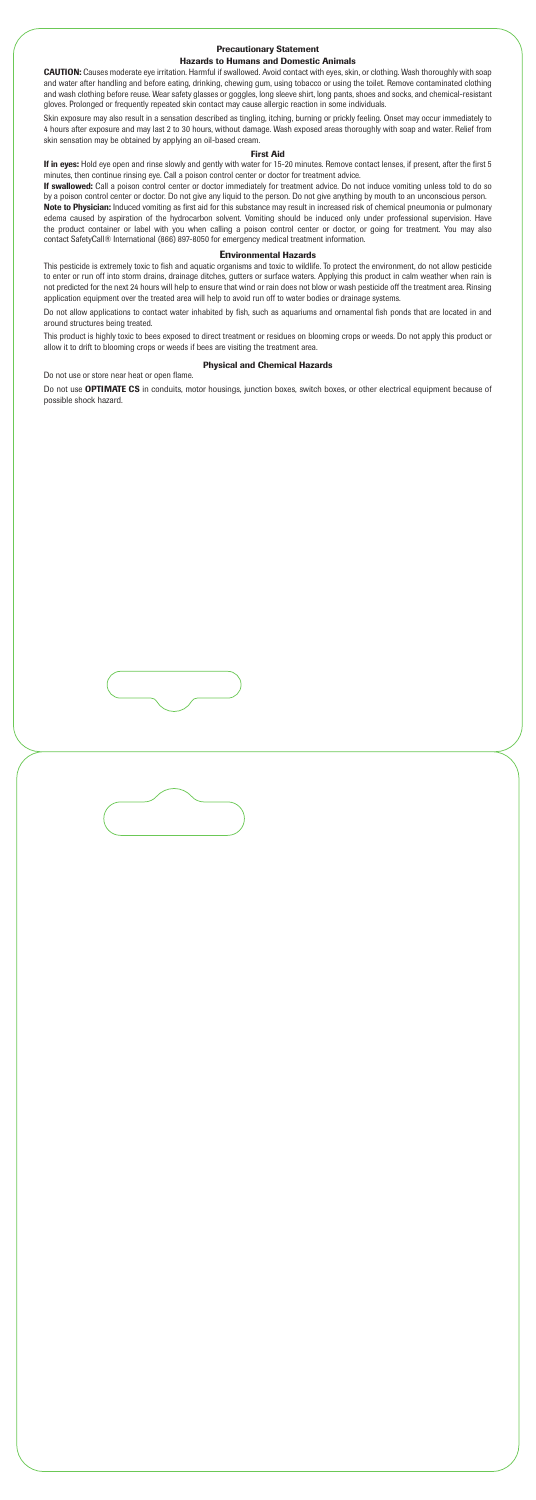## Precautionary Statement

### Hazards to Humans and Domestic Animals

**CAUTION:** Causes moderate eye irritation. Harmful if swallowed. Avoid contact with eyes, skin, or clothing. Wash thoroughly with soap and water after handling and before eating, drinking, chewing gum, using tobacco or using the toilet. Remove contaminated clothing and wash clothing before reuse. Wear safety glasses or goggles, long sleeve shirt, long pants, shoes and socks, and chemical-resistant gloves. Prolonged or frequently repeated skin contact may cause allergic reaction in some individuals.

Skin exposure may also result in a sensation described as tingling, itching, burning or prickly feeling. Onset may occur immediately to 4 hours after exposure and may last 2 to 30 hours, without damage. Wash exposed areas thoroughly with soap and water. Relief from skin sensation may be obtained by applying an oil-based cream.

### First Aid

**If in eyes:** Hold eye open and rinse slowly and gently with water for 15-20 minutes. Remove contact lenses, if present, after the first 5 minutes, then continue rinsing eye. Call a poison control center or doctor for treatment advice.

**If swallowed:** Call a poison control center or doctor immediately for treatment advice. Do not induce vomiting unless told to do so by a poison control center or doctor. Do not give any liquid to the person. Do not give anything by mouth to an unconscious person.

**Note to Physician:** Induced vomiting as first aid for this substance may result in increased risk of chemical pneumonia or pulmonary edema caused by aspiration of the hydrocarbon solvent. Vomiting should be induced only under professional supervision. Have the product container or label with you when calling a poison control center or doctor, or going for treatment. You may also contact SafetyCall® International (866) 897-8050 for emergency medical treatment information.

### Environmental Hazards

This pesticide is extremely toxic to fish and aquatic organisms and toxic to wildlife. To protect the environment, do not allow pesticide to enter or run off into storm drains, drainage ditches, gutters or surface waters. Applying this product in calm weather when rain is not predicted for the next 24 hours will help to ensure that wind or rain does not blow or wash pesticide off the treatment area. Rinsing application equipment over the treated area will help to avoid run off to water bodies or drainage systems.

Do not allow applications to contact water inhabited by fish, such as aquariums and ornamental fish ponds that are located in and around structures being treated.

This product is highly toxic to bees exposed to direct treatment or residues on blooming crops or weeds. Do not apply this product or allow it to drift to blooming crops or weeds if bees are visiting the treatment area.

### Physical and Chemical Hazards

Do not use or store near heat or open flame.

Do not use **OPTIMATE CS** in conduits, motor housings, junction boxes, switch boxes, or other electrical equipment because of possible shock hazard.